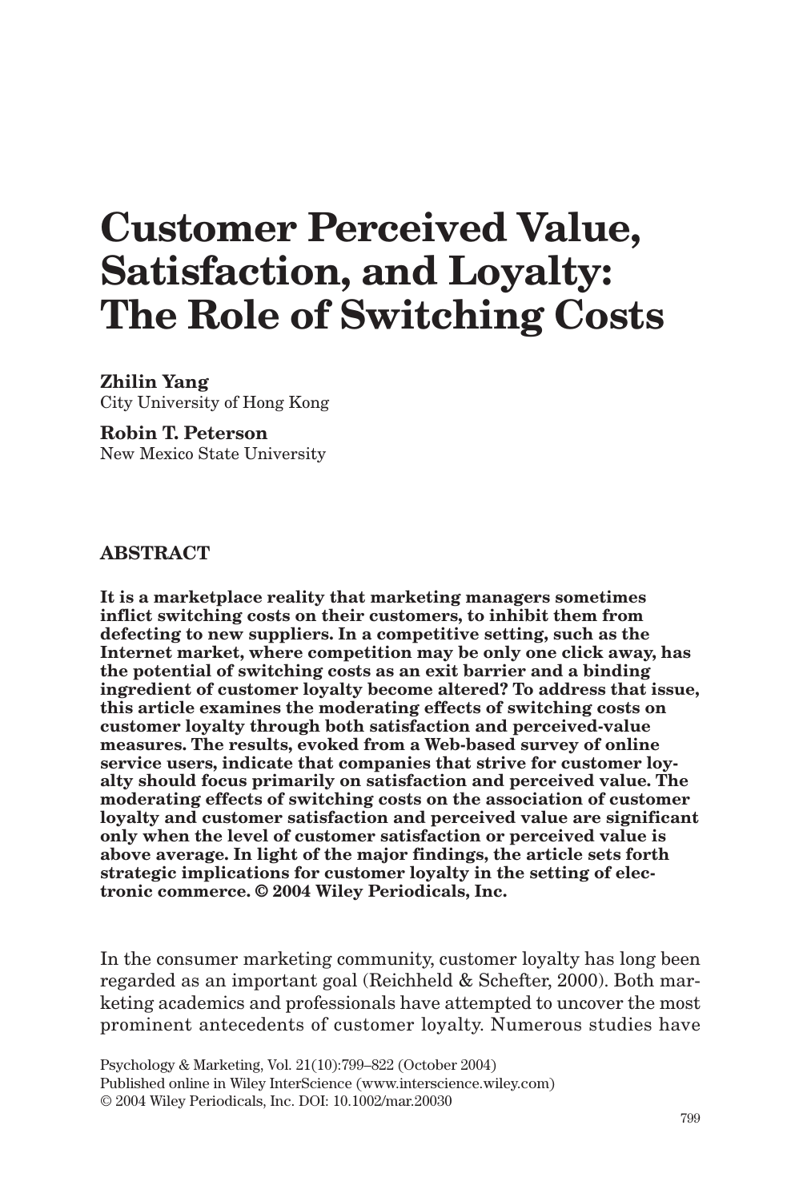# Customer Perceived Value, Satisfaction, and Loyalty: The Role of Switching Costs

**Zhilin Yang**
City University of Hong Kong

**Robin T. Peterson**
New Mexico State University

## ABSTRACT

**It is a marketplace reality that marketing managers sometimes inflict switching costs on their customers, to inhibit them from defecting to new suppliers. In a competitive setting, such as the Internet market, where competition may be only one click away, has the potential of switching costs as an exit barrier and a binding ingredient of customer loyalty become altered? To address that issue, this article examines the moderating effects of switching costs on customer loyalty through both satisfaction and perceived-value measures. The results, evoked from a Web-based survey of online service users, indicate that companies that strive for customer loyalty should focus primarily on satisfaction and perceived value. The moderating effects of switching costs on the association of customer loyalty and customer satisfaction and perceived value are significant only when the level of customer satisfaction or perceived value is above average. In light of the major findings, the article sets forth strategic implications for customer loyalty in the setting of electronic commerce. © 2004 Wiley Periodicals, Inc.**

In the consumer marketing community, customer loyalty has long been regarded as an important goal (Reichheld & Schefter, 2000). Both marketing academics and professionals have attempted to uncover the most prominent antecedents of customer loyalty. Numerous studies have

Psychology & Marketing, Vol. 21(10):799–822 (October 2004)
Published online in Wiley InterScience (www.interscience.wiley.com)
© 2004 Wiley Periodicals, Inc. DOI: 10.1002/mar.20030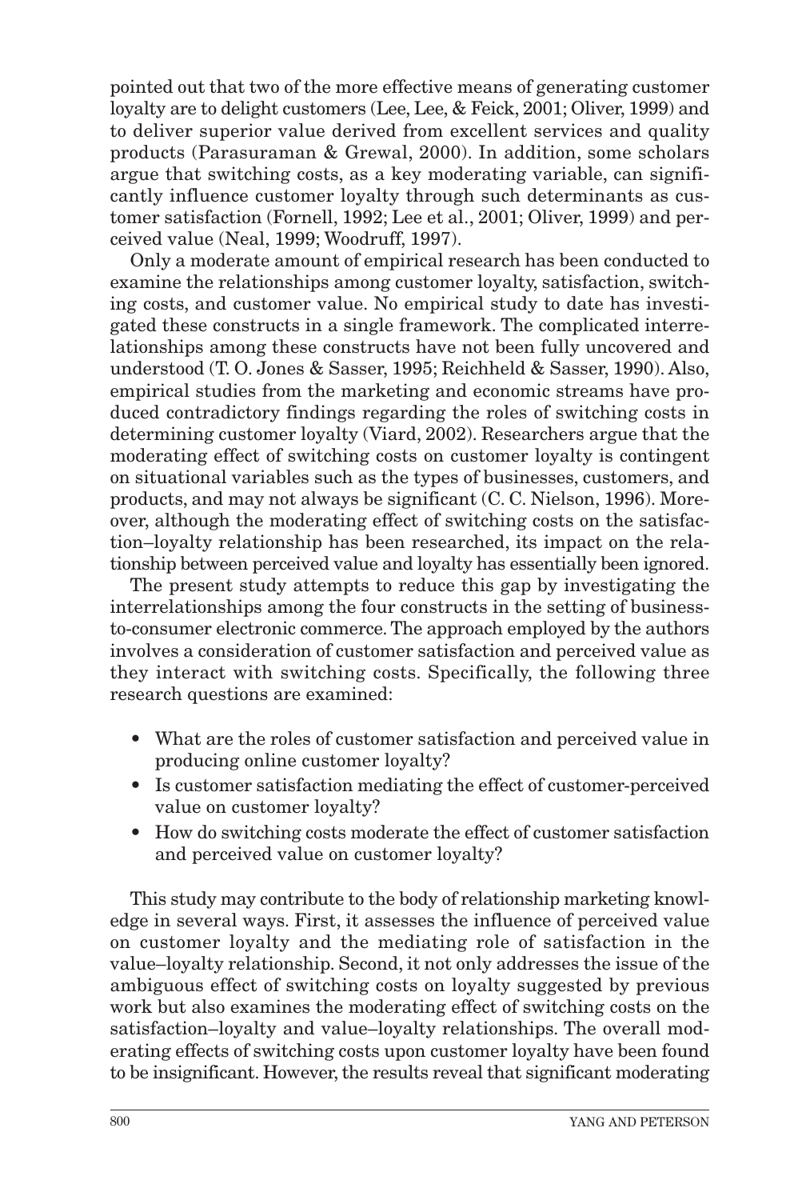pointed out that two of the more effective means of generating customer loyalty are to delight customers (Lee, Lee, & Feick, 2001; Oliver, 1999) and to deliver superior value derived from excellent services and quality products (Parasuraman & Grewal, 2000). In addition, some scholars argue that switching costs, as a key moderating variable, can significantly influence customer loyalty through such determinants as customer satisfaction (Fornell, 1992; Lee et al., 2001; Oliver, 1999) and perceived value (Neal, 1999; Woodruff, 1997).

Only a moderate amount of empirical research has been conducted to examine the relationships among customer loyalty, satisfaction, switching costs, and customer value. No empirical study to date has investigated these constructs in a single framework. The complicated interrelationships among these constructs have not been fully uncovered and understood (T. O. Jones & Sasser, 1995; Reichheld & Sasser, 1990). Also, empirical studies from the marketing and economic streams have produced contradictory findings regarding the roles of switching costs in determining customer loyalty (Viard, 2002). Researchers argue that the moderating effect of switching costs on customer loyalty is contingent on situational variables such as the types of businesses, customers, and products, and may not always be significant (C. C. Nielson, 1996). Moreover, although the moderating effect of switching costs on the satisfaction–loyalty relationship has been researched, its impact on the relationship between perceived value and loyalty has essentially been ignored.

The present study attempts to reduce this gap by investigating the interrelationships among the four constructs in the setting of business-to-consumer electronic commerce. The approach employed by the authors involves a consideration of customer satisfaction and perceived value as they interact with switching costs. Specifically, the following three research questions are examined:

- What are the roles of customer satisfaction and perceived value in producing online customer loyalty?
- Is customer satisfaction mediating the effect of customer-perceived value on customer loyalty?
- How do switching costs moderate the effect of customer satisfaction and perceived value on customer loyalty?

This study may contribute to the body of relationship marketing knowledge in several ways. First, it assesses the influence of perceived value on customer loyalty and the mediating role of satisfaction in the value–loyalty relationship. Second, it not only addresses the issue of the ambiguous effect of switching costs on loyalty suggested by previous work but also examines the moderating effect of switching costs on the satisfaction–loyalty and value–loyalty relationships. The overall moderating effects of switching costs upon customer loyalty have been found to be insignificant. However, the results reveal that significant moderating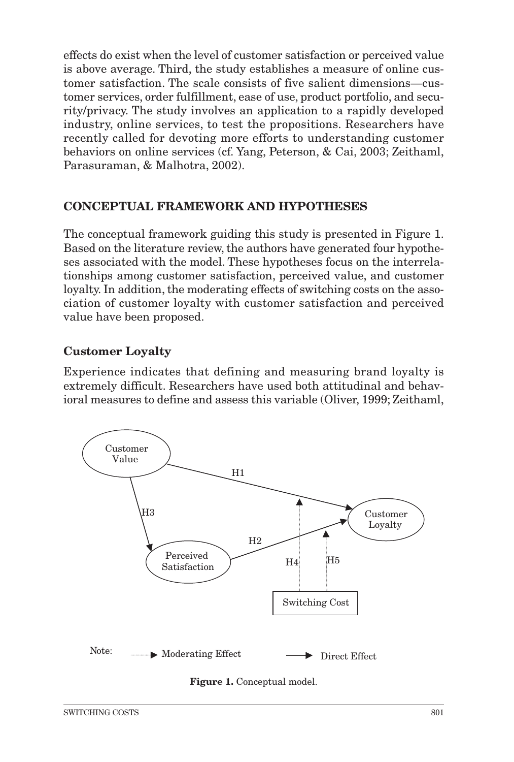effects do exist when the level of customer satisfaction or perceived value is above average. Third, the study establishes a measure of online customer satisfaction. The scale consists of five salient dimensions—customer services, order fulfillment, ease of use, product portfolio, and security/privacy. The study involves an application to a rapidly developed industry, online services, to test the propositions. Researchers have recently called for devoting more efforts to understanding customer behaviors on online services (cf. Yang, Peterson, & Cai, 2003; Zeithaml, Parasuraman, & Malhotra, 2002).

## CONCEPTUAL FRAMEWORK AND HYPOTHESES

The conceptual framework guiding this study is presented in Figure 1. Based on the literature review, the authors have generated four hypotheses associated with the model. These hypotheses focus on the interrelationships among customer satisfaction, perceived value, and customer loyalty. In addition, the moderating effects of switching costs on the association of customer loyalty with customer satisfaction and perceived value have been proposed.

### Customer Loyalty

Experience indicates that defining and measuring brand loyalty is extremely difficult. Researchers have used both attitudinal and behavioral measures to define and assess this variable (Oliver, 1999; Zeithaml,

**Figure 1.** Conceptual model.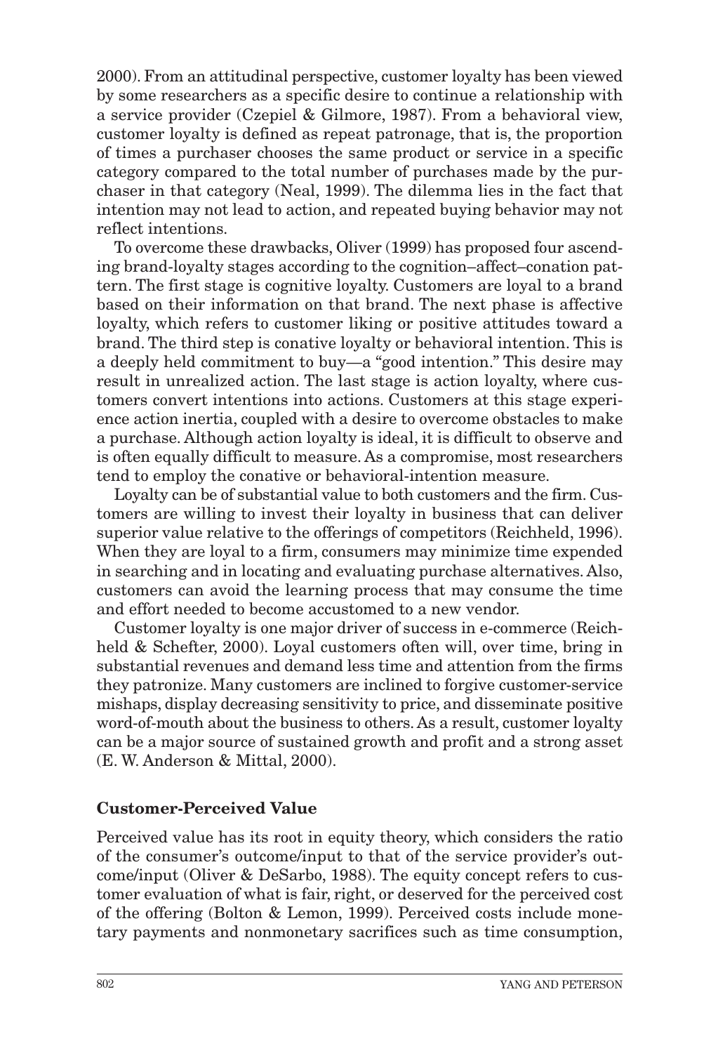2000). From an attitudinal perspective, customer loyalty has been viewed by some researchers as a specific desire to continue a relationship with a service provider (Czepiel & Gilmore, 1987). From a behavioral view, customer loyalty is defined as repeat patronage, that is, the proportion of times a purchaser chooses the same product or service in a specific category compared to the total number of purchases made by the purchaser in that category (Neal, 1999). The dilemma lies in the fact that intention may not lead to action, and repeated buying behavior may not reflect intentions.

To overcome these drawbacks, Oliver (1999) has proposed four ascending brand-loyalty stages according to the cognition–affect–conation pattern. The first stage is cognitive loyalty. Customers are loyal to a brand based on their information on that brand. The next phase is affective loyalty, which refers to customer liking or positive attitudes toward a brand. The third step is conative loyalty or behavioral intention. This is a deeply held commitment to buy—a "good intention." This desire may result in unrealized action. The last stage is action loyalty, where customers convert intentions into actions. Customers at this stage experience action inertia, coupled with a desire to overcome obstacles to make a purchase. Although action loyalty is ideal, it is difficult to observe and is often equally difficult to measure. As a compromise, most researchers tend to employ the conative or behavioral-intention measure.

Loyalty can be of substantial value to both customers and the firm. Customers are willing to invest their loyalty in business that can deliver superior value relative to the offerings of competitors (Reichheld, 1996). When they are loyal to a firm, consumers may minimize time expended in searching and in locating and evaluating purchase alternatives. Also, customers can avoid the learning process that may consume the time and effort needed to become accustomed to a new vendor.

Customer loyalty is one major driver of success in e-commerce (Reichheld & Schefter, 2000). Loyal customers often will, over time, bring in substantial revenues and demand less time and attention from the firms they patronize. Many customers are inclined to forgive customer-service mishaps, display decreasing sensitivity to price, and disseminate positive word-of-mouth about the business to others. As a result, customer loyalty can be a major source of sustained growth and profit and a strong asset (E. W. Anderson & Mittal, 2000).

**Customer-Perceived Value**

Perceived value has its root in equity theory, which considers the ratio of the consumer's outcome/input to that of the service provider's outcome/input (Oliver & DeSarbo, 1988). The equity concept refers to customer evaluation of what is fair, right, or deserved for the perceived cost of the offering (Bolton & Lemon, 1999). Perceived costs include monetary payments and nonmonetary sacrifices such as time consumption,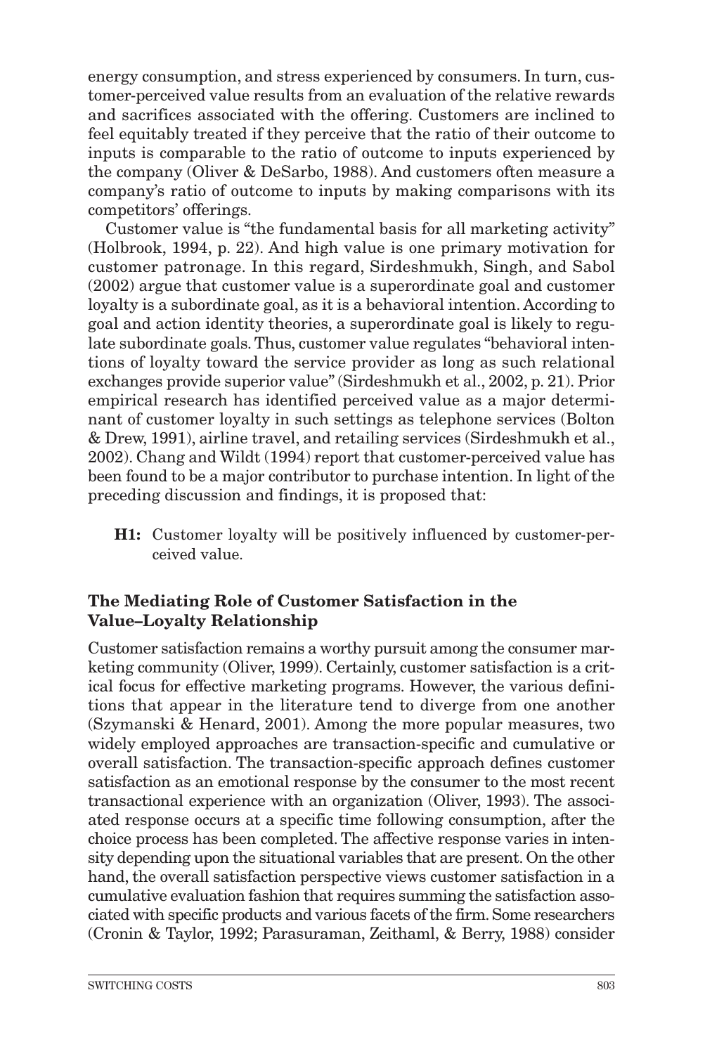energy consumption, and stress experienced by consumers. In turn, customer-perceived value results from an evaluation of the relative rewards and sacrifices associated with the offering. Customers are inclined to feel equitably treated if they perceive that the ratio of their outcome to inputs is comparable to the ratio of outcome to inputs experienced by the company (Oliver & DeSarbo, 1988). And customers often measure a company's ratio of outcome to inputs by making comparisons with its competitors' offerings.

Customer value is "the fundamental basis for all marketing activity" (Holbrook, 1994, p. 22). And high value is one primary motivation for customer patronage. In this regard, Sirdeshmukh, Singh, and Sabol (2002) argue that customer value is a superordinate goal and customer loyalty is a subordinate goal, as it is a behavioral intention. According to goal and action identity theories, a superordinate goal is likely to regulate subordinate goals. Thus, customer value regulates "behavioral intentions of loyalty toward the service provider as long as such relational exchanges provide superior value" (Sirdeshmukh et al., 2002, p. 21). Prior empirical research has identified perceived value as a major determinant of customer loyalty in such settings as telephone services (Bolton & Drew, 1991), airline travel, and retailing services (Sirdeshmukh et al., 2002). Chang and Wildt (1994) report that customer-perceived value has been found to be a major contributor to purchase intention. In light of the preceding discussion and findings, it is proposed that:

> **H1:** Customer loyalty will be positively influenced by customer-perceived value.

### The Mediating Role of Customer Satisfaction in the Value–Loyalty Relationship

Customer satisfaction remains a worthy pursuit among the consumer marketing community (Oliver, 1999). Certainly, customer satisfaction is a critical focus for effective marketing programs. However, the various definitions that appear in the literature tend to diverge from one another (Szymanski & Henard, 2001). Among the more popular measures, two widely employed approaches are transaction-specific and cumulative or overall satisfaction. The transaction-specific approach defines customer satisfaction as an emotional response by the consumer to the most recent transactional experience with an organization (Oliver, 1993). The associated response occurs at a specific time following consumption, after the choice process has been completed. The affective response varies in intensity depending upon the situational variables that are present. On the other hand, the overall satisfaction perspective views customer satisfaction in a cumulative evaluation fashion that requires summing the satisfaction associated with specific products and various facets of the firm. Some researchers (Cronin & Taylor, 1992; Parasuraman, Zeithaml, & Berry, 1988) consider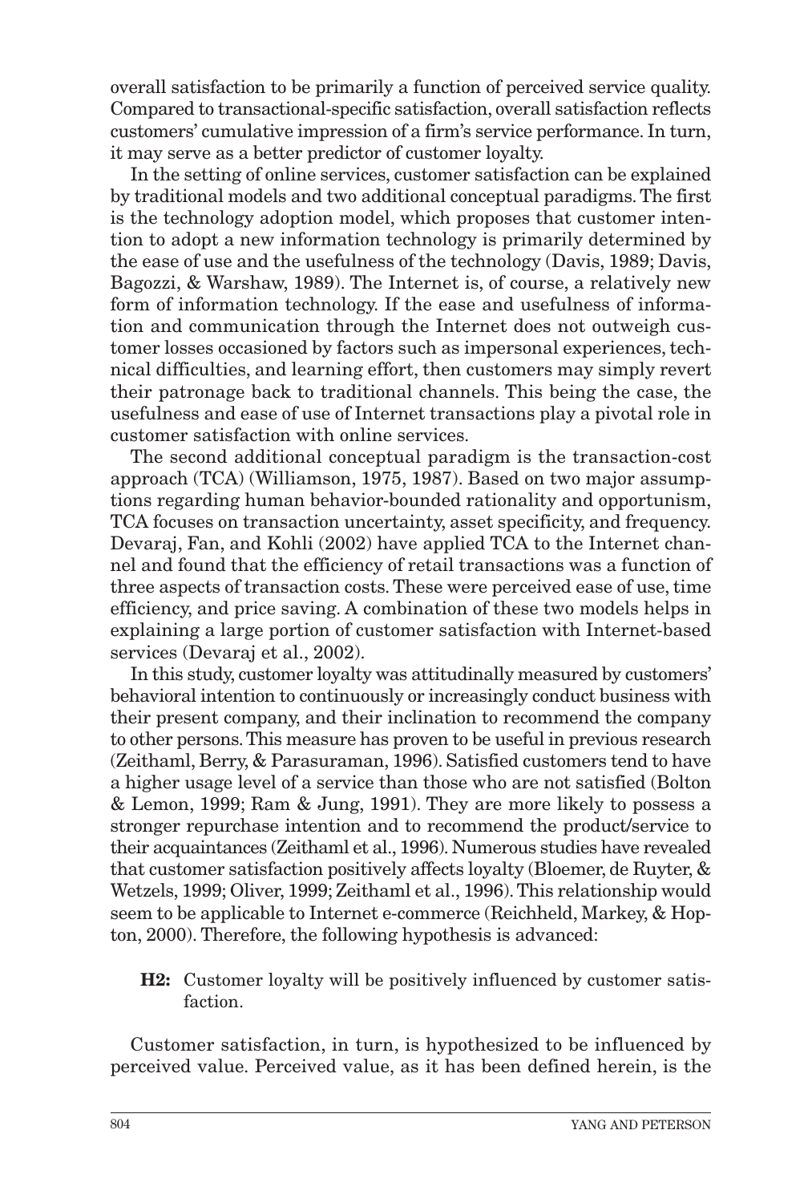overall satisfaction to be primarily a function of perceived service quality. Compared to transactional-specific satisfaction, overall satisfaction reflects customers' cumulative impression of a firm's service performance. In turn, it may serve as a better predictor of customer loyalty.

In the setting of online services, customer satisfaction can be explained by traditional models and two additional conceptual paradigms. The first is the technology adoption model, which proposes that customer intention to adopt a new information technology is primarily determined by the ease of use and the usefulness of the technology (Davis, 1989; Davis, Bagozzi, & Warshaw, 1989). The Internet is, of course, a relatively new form of information technology. If the ease and usefulness of information and communication through the Internet does not outweigh customer losses occasioned by factors such as impersonal experiences, technical difficulties, and learning effort, then customers may simply revert their patronage back to traditional channels. This being the case, the usefulness and ease of use of Internet transactions play a pivotal role in customer satisfaction with online services.

The second additional conceptual paradigm is the transaction-cost approach (TCA) (Williamson, 1975, 1987). Based on two major assumptions regarding human behavior-bounded rationality and opportunism, TCA focuses on transaction uncertainty, asset specificity, and frequency. Devaraj, Fan, and Kohli (2002) have applied TCA to the Internet channel and found that the efficiency of retail transactions was a function of three aspects of transaction costs. These were perceived ease of use, time efficiency, and price saving. A combination of these two models helps in explaining a large portion of customer satisfaction with Internet-based services (Devaraj et al., 2002).

In this study, customer loyalty was attitudinally measured by customers' behavioral intention to continuously or increasingly conduct business with their present company, and their inclination to recommend the company to other persons. This measure has proven to be useful in previous research (Zeithaml, Berry, & Parasuraman, 1996). Satisfied customers tend to have a higher usage level of a service than those who are not satisfied (Bolton & Lemon, 1999; Ram & Jung, 1991). They are more likely to possess a stronger repurchase intention and to recommend the product/service to their acquaintances (Zeithaml et al., 1996). Numerous studies have revealed that customer satisfaction positively affects loyalty (Bloemer, de Ruyter, & Wetzels, 1999; Oliver, 1999; Zeithaml et al., 1996). This relationship would seem to be applicable to Internet e-commerce (Reichheld, Markey, & Hopton, 2000). Therefore, the following hypothesis is advanced:

**H2:** Customer loyalty will be positively influenced by customer satisfaction.

Customer satisfaction, in turn, is hypothesized to be influenced by perceived value. Perceived value, as it has been defined herein, is the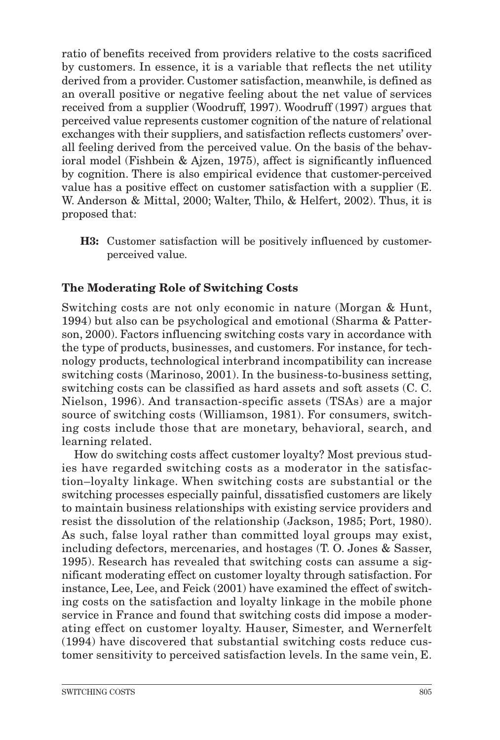ratio of benefits received from providers relative to the costs sacrificed by customers. In essence, it is a variable that reflects the net utility derived from a provider. Customer satisfaction, meanwhile, is defined as an overall positive or negative feeling about the net value of services received from a supplier (Woodruff, 1997). Woodruff (1997) argues that perceived value represents customer cognition of the nature of relational exchanges with their suppliers, and satisfaction reflects customers' overall feeling derived from the perceived value. On the basis of the behavioral model (Fishbein & Ajzen, 1975), affect is significantly influenced by cognition. There is also empirical evidence that customer-perceived value has a positive effect on customer satisfaction with a supplier (E. W. Anderson & Mittal, 2000; Walter, Thilo, & Helfert, 2002). Thus, it is proposed that:

> **H3:** Customer satisfaction will be positively influenced by customer-perceived value.

### The Moderating Role of Switching Costs

Switching costs are not only economic in nature (Morgan & Hunt, 1994) but also can be psychological and emotional (Sharma & Patterson, 2000). Factors influencing switching costs vary in accordance with the type of products, businesses, and customers. For instance, for technology products, technological interbrand incompatibility can increase switching costs (Marinoso, 2001). In the business-to-business setting, switching costs can be classified as hard assets and soft assets (C. C. Nielson, 1996). And transaction-specific assets (TSAs) are a major source of switching costs (Williamson, 1981). For consumers, switching costs include those that are monetary, behavioral, search, and learning related.

How do switching costs affect customer loyalty? Most previous studies have regarded switching costs as a moderator in the satisfaction–loyalty linkage. When switching costs are substantial or the switching processes especially painful, dissatisfied customers are likely to maintain business relationships with existing service providers and resist the dissolution of the relationship (Jackson, 1985; Port, 1980). As such, false loyal rather than committed loyal groups may exist, including defectors, mercenaries, and hostages (T. O. Jones & Sasser, 1995). Research has revealed that switching costs can assume a significant moderating effect on customer loyalty through satisfaction. For instance, Lee, Lee, and Feick (2001) have examined the effect of switching costs on the satisfaction and loyalty linkage in the mobile phone service in France and found that switching costs did impose a moderating effect on customer loyalty. Hauser, Simester, and Wernerfelt (1994) have discovered that substantial switching costs reduce customer sensitivity to perceived satisfaction levels. In the same vein, E.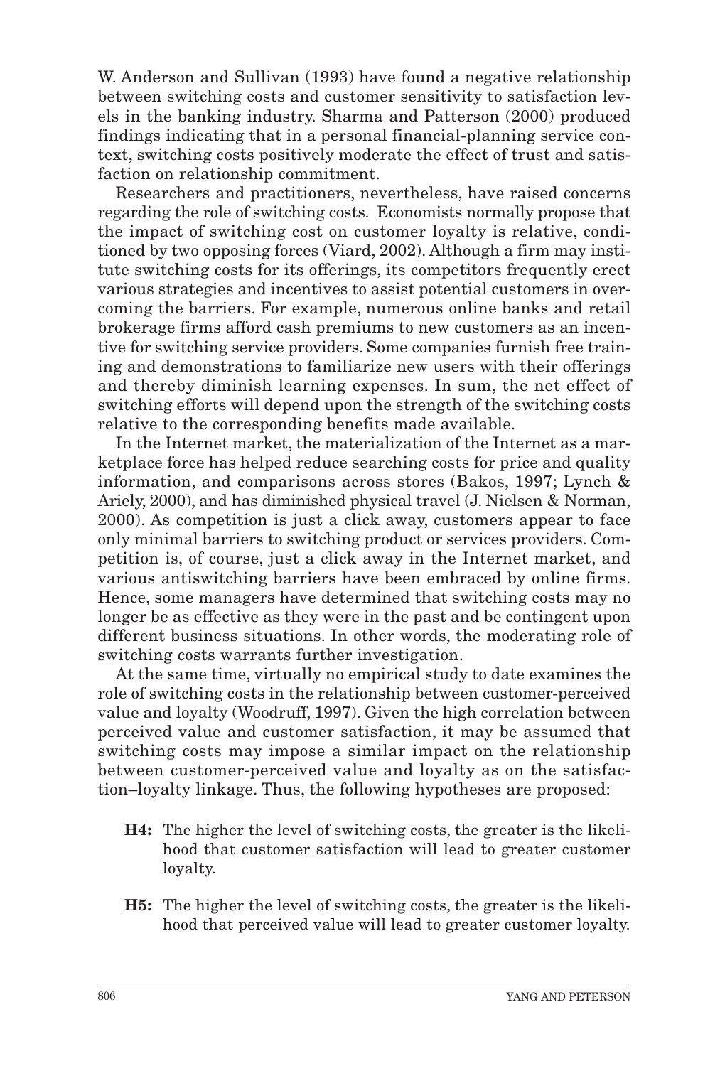W. Anderson and Sullivan (1993) have found a negative relationship between switching costs and customer sensitivity to satisfaction levels in the banking industry. Sharma and Patterson (2000) produced findings indicating that in a personal financial-planning service context, switching costs positively moderate the effect of trust and satisfaction on relationship commitment.

Researchers and practitioners, nevertheless, have raised concerns regarding the role of switching costs. Economists normally propose that the impact of switching cost on customer loyalty is relative, conditioned by two opposing forces (Viard, 2002). Although a firm may institute switching costs for its offerings, its competitors frequently erect various strategies and incentives to assist potential customers in overcoming the barriers. For example, numerous online banks and retail brokerage firms afford cash premiums to new customers as an incentive for switching service providers. Some companies furnish free training and demonstrations to familiarize new users with their offerings and thereby diminish learning expenses. In sum, the net effect of switching efforts will depend upon the strength of the switching costs relative to the corresponding benefits made available.

In the Internet market, the materialization of the Internet as a marketplace force has helped reduce searching costs for price and quality information, and comparisons across stores (Bakos, 1997; Lynch & Ariely, 2000), and has diminished physical travel (J. Nielsen & Norman, 2000). As competition is just a click away, customers appear to face only minimal barriers to switching product or services providers. Competition is, of course, just a click away in the Internet market, and various antiswitching barriers have been embraced by online firms. Hence, some managers have determined that switching costs may no longer be as effective as they were in the past and be contingent upon different business situations. In other words, the moderating role of switching costs warrants further investigation.

At the same time, virtually no empirical study to date examines the role of switching costs in the relationship between customer-perceived value and loyalty (Woodruff, 1997). Given the high correlation between perceived value and customer satisfaction, it may be assumed that switching costs may impose a similar impact on the relationship between customer-perceived value and loyalty as on the satisfaction–loyalty linkage. Thus, the following hypotheses are proposed:

- **H4:** The higher the level of switching costs, the greater is the likelihood that customer satisfaction will lead to greater customer loyalty.
- **H5:** The higher the level of switching costs, the greater is the likelihood that perceived value will lead to greater customer loyalty.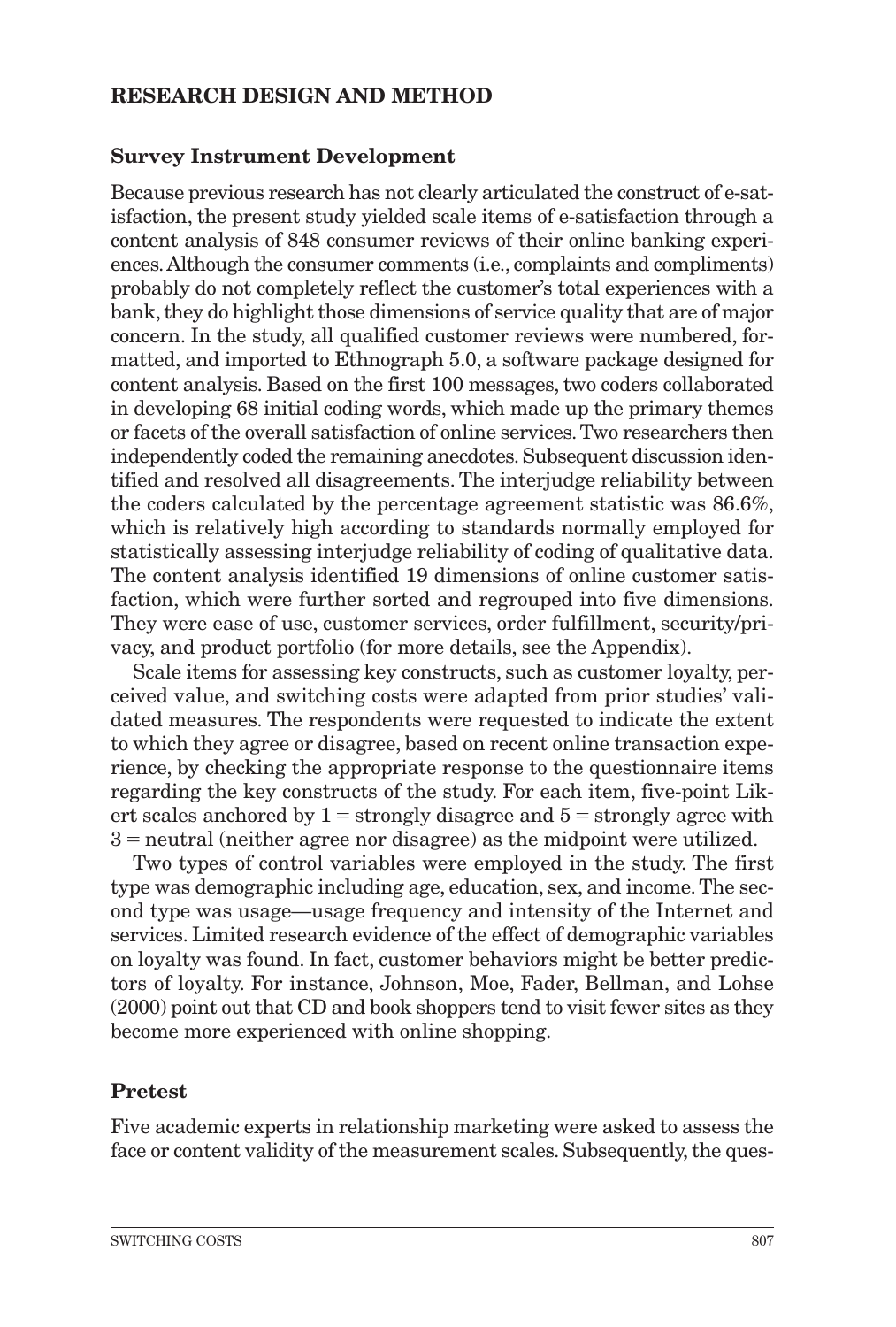## RESEARCH DESIGN AND METHOD

### Survey Instrument Development

Because previous research has not clearly articulated the construct of e-satisfaction, the present study yielded scale items of e-satisfaction through a content analysis of 848 consumer reviews of their online banking experiences. Although the consumer comments (i.e., complaints and compliments) probably do not completely reflect the customer's total experiences with a bank, they do highlight those dimensions of service quality that are of major concern. In the study, all qualified customer reviews were numbered, formatted, and imported to Ethnograph 5.0, a software package designed for content analysis. Based on the first 100 messages, two coders collaborated in developing 68 initial coding words, which made up the primary themes or facets of the overall satisfaction of online services. Two researchers then independently coded the remaining anecdotes. Subsequent discussion identified and resolved all disagreements. The interjudge reliability between the coders calculated by the percentage agreement statistic was 86.6%, which is relatively high according to standards normally employed for statistically assessing interjudge reliability of coding of qualitative data. The content analysis identified 19 dimensions of online customer satisfaction, which were further sorted and regrouped into five dimensions. They were ease of use, customer services, order fulfillment, security/privacy, and product portfolio (for more details, see the Appendix).

Scale items for assessing key constructs, such as customer loyalty, perceived value, and switching costs were adapted from prior studies' validated measures. The respondents were requested to indicate the extent to which they agree or disagree, based on recent online transaction experience, by checking the appropriate response to the questionnaire items regarding the key constructs of the study. For each item, five-point Likert scales anchored by 1 = strongly disagree and 5 = strongly agree with 3 = neutral (neither agree nor disagree) as the midpoint were utilized.

Two types of control variables were employed in the study. The first type was demographic including age, education, sex, and income. The second type was usage—usage frequency and intensity of the Internet and services. Limited research evidence of the effect of demographic variables on loyalty was found. In fact, customer behaviors might be better predictors of loyalty. For instance, Johnson, Moe, Fader, Bellman, and Lohse (2000) point out that CD and book shoppers tend to visit fewer sites as they become more experienced with online shopping.

### Pretest

Five academic experts in relationship marketing were asked to assess the face or content validity of the measurement scales. Subsequently, the ques-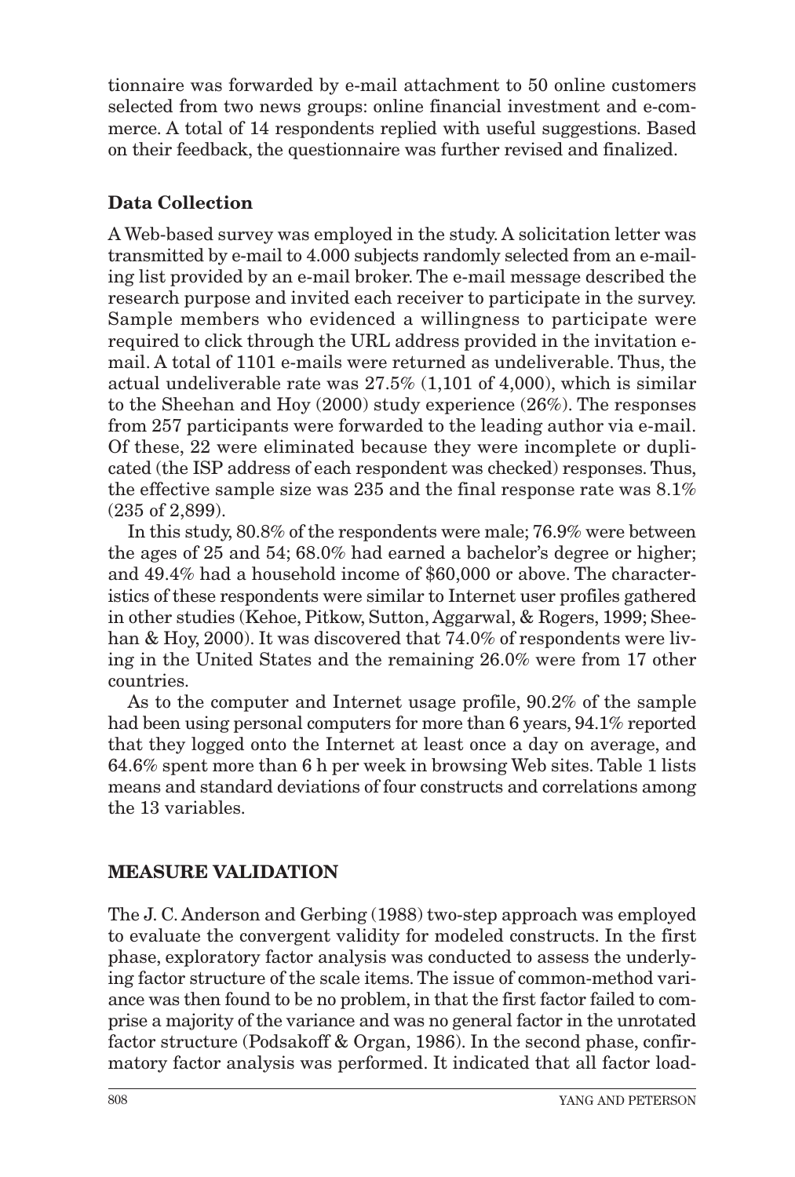tionnaire was forwarded by e-mail attachment to 50 online customers selected from two news groups: online financial investment and e-commerce. A total of 14 respondents replied with useful suggestions. Based on their feedback, the questionnaire was further revised and finalized.

### Data Collection

A Web-based survey was employed in the study. A solicitation letter was transmitted by e-mail to 4.000 subjects randomly selected from an e-mailing list provided by an e-mail broker. The e-mail message described the research purpose and invited each receiver to participate in the survey. Sample members who evidenced a willingness to participate were required to click through the URL address provided in the invitation e-mail. A total of 1101 e-mails were returned as undeliverable. Thus, the actual undeliverable rate was 27.5% (1,101 of 4,000), which is similar to the Sheehan and Hoy (2000) study experience (26%). The responses from 257 participants were forwarded to the leading author via e-mail. Of these, 22 were eliminated because they were incomplete or duplicated (the ISP address of each respondent was checked) responses. Thus, the effective sample size was 235 and the final response rate was 8.1% (235 of 2,899).

In this study, 80.8% of the respondents were male; 76.9% were between the ages of 25 and 54; 68.0% had earned a bachelor's degree or higher; and 49.4% had a household income of $60,000 or above. The characteristics of these respondents were similar to Internet user profiles gathered in other studies (Kehoe, Pitkow, Sutton, Aggarwal, & Rogers, 1999; Sheehan & Hoy, 2000). It was discovered that 74.0% of respondents were living in the United States and the remaining 26.0% were from 17 other countries.

As to the computer and Internet usage profile, 90.2% of the sample had been using personal computers for more than 6 years, 94.1% reported that they logged onto the Internet at least once a day on average, and 64.6% spent more than 6 h per week in browsing Web sites. Table 1 lists means and standard deviations of four constructs and correlations among the 13 variables.

## MEASURE VALIDATION

The J. C. Anderson and Gerbing (1988) two-step approach was employed to evaluate the convergent validity for modeled constructs. In the first phase, exploratory factor analysis was conducted to assess the underlying factor structure of the scale items. The issue of common-method variance was then found to be no problem, in that the first factor failed to comprise a majority of the variance and was no general factor in the unrotated factor structure (Podsakoff & Organ, 1986). In the second phase, confirmatory factor analysis was performed. It indicated that all factor load-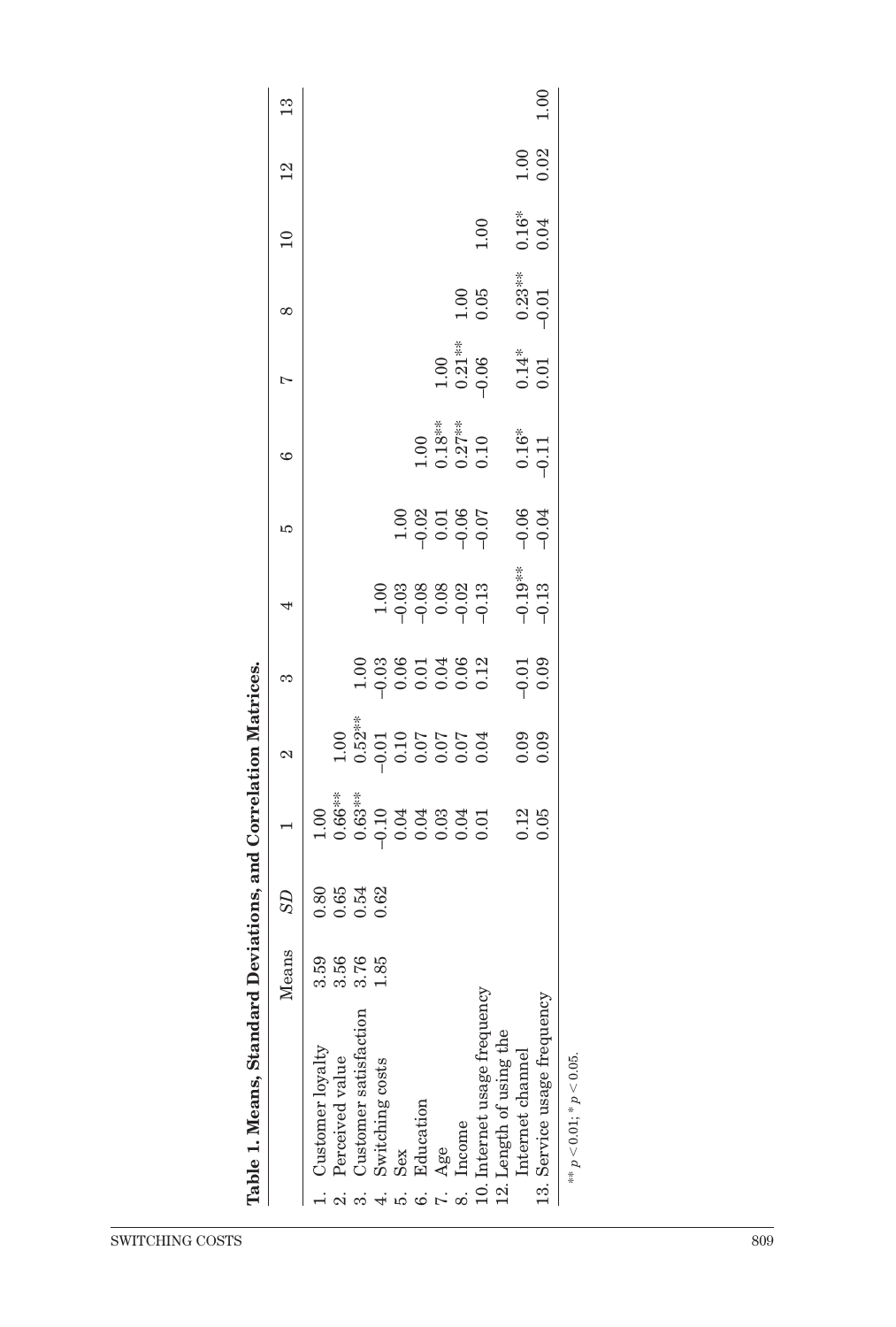**Table 1. Means, Standard Deviations, and Correlation Matrices.**

| | Means | *SD* | 1 | 2 | 3 | 4 | 5 | 6 | 7 | 8 | 10 | 12 | 13 |
|---|---|---|---|---|---|---|---|---|---|---|---|---|---|
| 1. Customer loyalty | 3.59 | 0.80 | 1.00 | | | | | | | | | | |
| 2. Perceived value | 3.56 | 0.65 | 0.66** | 1.00 | | | | | | | | | |
| 3. Customer satisfaction | 3.76 | 0.54 | 0.63** | 0.52** | 1.00 | | | | | | | | |
| 4. Switching costs | 1.85 | 0.62 | –0.10 | –0.01 | –0.03 | 1.00 | | | | | | | |
| 5. Sex | | | 0.04 | 0.10 | 0.06 | –0.03 | 1.00 | | | | | | |
| 6. Education | | | 0.04 | 0.07 | 0.01 | –0.08 | –0.02 | 1.00 | | | | | |
| 7. Age | | | 0.03 | 0.07 | 0.04 | 0.08 | 0.01 | 0.18** | 1.00 | | | | |
| 8. Income | | | 0.04 | 0.07 | 0.06 | –0.02 | –0.06 | 0.27** | 0.21** | 1.00 | | | |
| 10. Internet usage frequency | | | 0.01 | 0.04 | 0.12 | –0.13 | –0.07 | 0.10 | –0.06 | 0.05 | 1.00 | | |
| 12. Length of using the Internet channel | | | 0.12 | 0.09 | –0.01 | –0.19** | –0.06 | 0.16* | 0.14* | 0.23** | 0.16* | 1.00 | |
| 13. Service usage frequency | | | 0.05 | 0.09 | 0.09 | –0.13 | –0.04 | –0.11 | 0.01 | –0.01 | 0.04 | 0.02 | 1.00 |

** $p < 0.01$; * $p < 0.05$.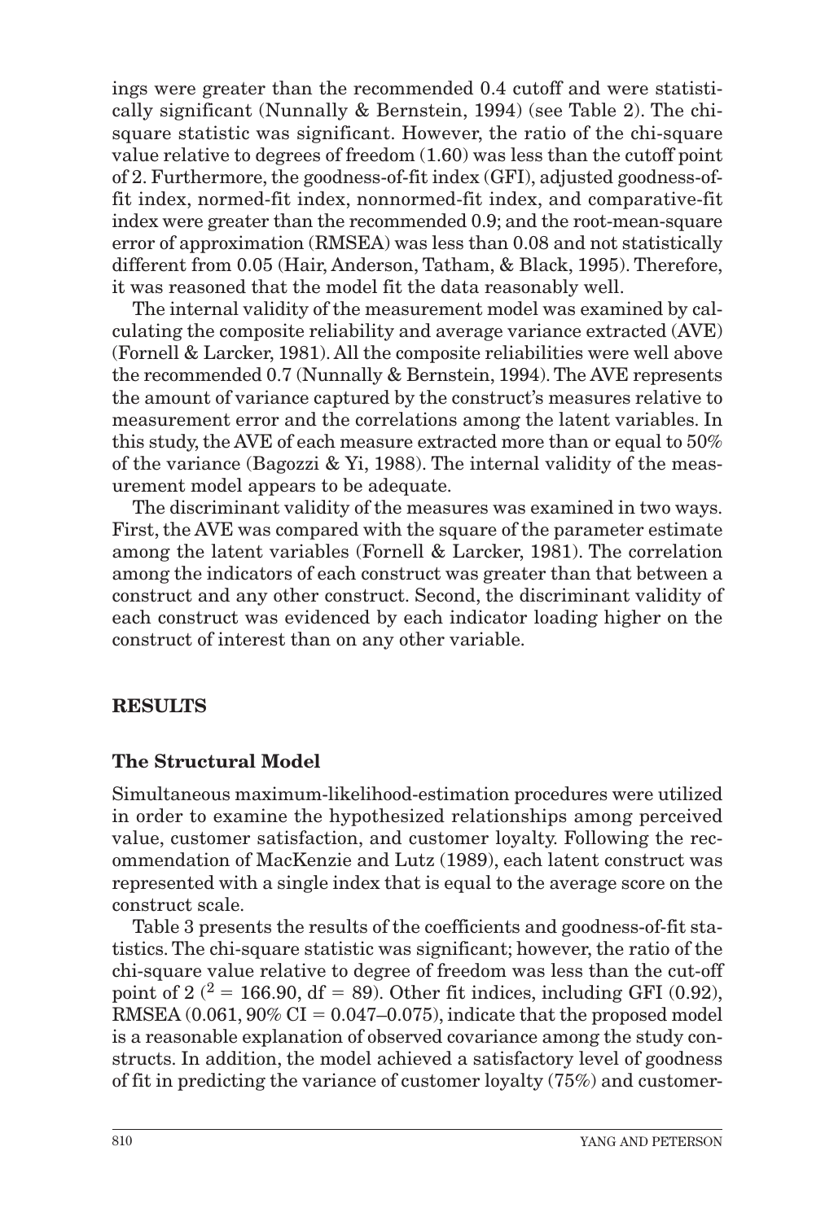ings were greater than the recommended 0.4 cutoff and were statistically significant (Nunnally & Bernstein, 1994) (see Table 2). The chi-square statistic was significant. However, the ratio of the chi-square value relative to degrees of freedom (1.60) was less than the cutoff point of 2. Furthermore, the goodness-of-fit index (GFI), adjusted goodness-of-fit index, normed-fit index, nonnormed-fit index, and comparative-fit index were greater than the recommended 0.9; and the root-mean-square error of approximation (RMSEA) was less than 0.08 and not statistically different from 0.05 (Hair, Anderson, Tatham, & Black, 1995). Therefore, it was reasoned that the model fit the data reasonably well.

The internal validity of the measurement model was examined by calculating the composite reliability and average variance extracted (AVE) (Fornell & Larcker, 1981). All the composite reliabilities were well above the recommended 0.7 (Nunnally & Bernstein, 1994). The AVE represents the amount of variance captured by the construct's measures relative to measurement error and the correlations among the latent variables. In this study, the AVE of each measure extracted more than or equal to 50% of the variance (Bagozzi & Yi, 1988). The internal validity of the measurement model appears to be adequate.

The discriminant validity of the measures was examined in two ways. First, the AVE was compared with the square of the parameter estimate among the latent variables (Fornell & Larcker, 1981). The correlation among the indicators of each construct was greater than that between a construct and any other construct. Second, the discriminant validity of each construct was evidenced by each indicator loading higher on the construct of interest than on any other variable.

## RESULTS

### The Structural Model

Simultaneous maximum-likelihood-estimation procedures were utilized in order to examine the hypothesized relationships among perceived value, customer satisfaction, and customer loyalty. Following the recommendation of MacKenzie and Lutz (1989), each latent construct was represented with a single index that is equal to the average score on the construct scale.

Table 3 presents the results of the coefficients and goodness-of-fit statistics. The chi-square statistic was significant; however, the ratio of the chi-square value relative to degree of freedom was less than the cut-off point of 2 ($^2$ = 166.90, df = 89). Other fit indices, including GFI (0.92), RMSEA (0.061, 90% CI = 0.047–0.075), indicate that the proposed model is a reasonable explanation of observed covariance among the study constructs. In addition, the model achieved a satisfactory level of goodness of fit in predicting the variance of customer loyalty (75%) and customer-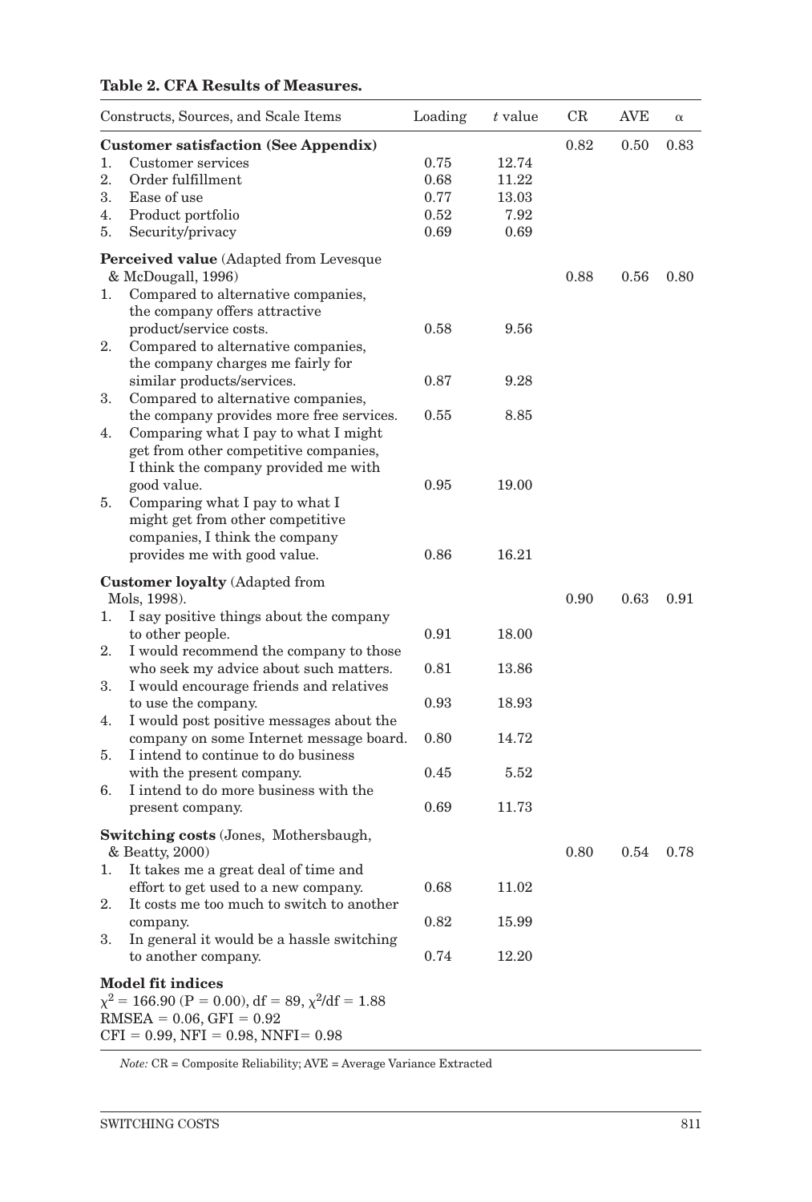**Table 2. CFA Results of Measures.**

| Constructs, Sources, and Scale Items | Loading | $t$ value | CR | AVE | $\alpha$ |
|---|---|---|---|---|---|
| **Customer satisfaction (See Appendix)** | | | 0.82 | 0.50 | 0.83 |
| 1. Customer services | 0.75 | 12.74 | | | |
| 2. Order fulfillment | 0.68 | 11.22 | | | |
| 3. Ease of use | 0.77 | 13.03 | | | |
| 4. Product portfolio | 0.52 | 7.92 | | | |
| 5. Security/privacy | 0.69 | 0.69 | | | |
| **Perceived value** (Adapted from Levesque & McDougall, 1996) | | | 0.88 | 0.56 | 0.80 |
| 1. Compared to alternative companies, the company offers attractive product/service costs. | 0.58 | 9.56 | | | |
| 2. Compared to alternative companies, the company charges me fairly for similar products/services. | 0.87 | 9.28 | | | |
| 3. Compared to alternative companies, the company provides more free services. | 0.55 | 8.85 | | | |
| 4. Comparing what I pay to what I might get from other competitive companies, I think the company provided me with good value. | 0.95 | 19.00 | | | |
| 5. Comparing what I pay to what I might get from other competitive companies, I think the company provides me with good value. | 0.86 | 16.21 | | | |
| **Customer loyalty** (Adapted from Mols, 1998). | | | 0.90 | 0.63 | 0.91 |
| 1. I say positive things about the company to other people. | 0.91 | 18.00 | | | |
| 2. I would recommend the company to those who seek my advice about such matters. | 0.81 | 13.86 | | | |
| 3. I would encourage friends and relatives to use the company. | 0.93 | 18.93 | | | |
| 4. I would post positive messages about the company on some Internet message board. | 0.80 | 14.72 | | | |
| 5. I intend to continue to do business with the present company. | 0.45 | 5.52 | | | |
| 6. I intend to do more business with the present company. | 0.69 | 11.73 | | | |
| **Switching costs** (Jones, Mothersbaugh, & Beatty, 2000) | | | 0.80 | 0.54 | 0.78 |
| 1. It takes me a great deal of time and effort to get used to a new company. | 0.68 | 11.02 | | | |
| 2. It costs me too much to switch to another company. | 0.82 | 15.99 | | | |
| 3. In general it would be a hassle switching to another company. | 0.74 | 12.20 | | | |
| **Model fit indices** | | | | | |
| $\chi^2 = 166.90$ (P = 0.00), df = 89, $\chi^2/df = 1.88$ | | | | | |
| RMSEA = 0.06, GFI = 0.92 | | | | | |
| CFI = 0.99, NFI = 0.98, NNFI= 0.98 | | | | | |

*Note:* CR = Composite Reliability; AVE = Average Variance Extracted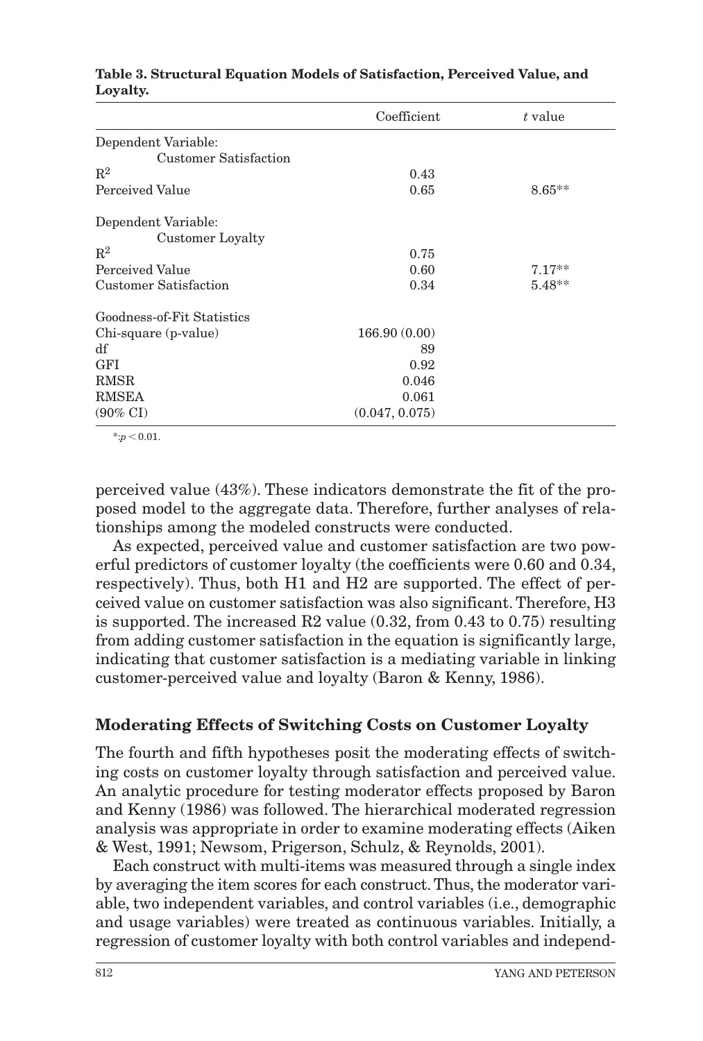**Table 3. Structural Equation Models of Satisfaction, Perceived Value, and Loyalty.**

| | Coefficient | $t$ value |
|---|---|---|
| Dependent Variable: Customer Satisfaction | | |
| $R^2$ | 0.43 | |
| Perceived Value | 0.65 | 8.65** |
| Dependent Variable: Customer Loyalty | | |
| $R^2$ | 0.75 | |
| Perceived Value | 0.60 | 7.17** |
| Customer Satisfaction | 0.34 | 5.48** |
| Goodness-of-Fit Statistics | | |
| Chi-square (p-value) | 166.90 (0.00) | |
| df | 89 | |
| GFI | 0.92 | |
| RMSR | 0.046 | |
| RMSEA | 0.061 | |
| (90% CI) | (0.047, 0.075) | |

*:$p < 0.01$.

perceived value (43%). These indicators demonstrate the fit of the proposed model to the aggregate data. Therefore, further analyses of relationships among the modeled constructs were conducted.

As expected, perceived value and customer satisfaction are two powerful predictors of customer loyalty (the coefficients were 0.60 and 0.34, respectively). Thus, both H1 and H2 are supported. The effect of perceived value on customer satisfaction was also significant. Therefore, H3 is supported. The increased R2 value (0.32, from 0.43 to 0.75) resulting from adding customer satisfaction in the equation is significantly large, indicating that customer satisfaction is a mediating variable in linking customer-perceived value and loyalty (Baron & Kenny, 1986).

## Moderating Effects of Switching Costs on Customer Loyalty

The fourth and fifth hypotheses posit the moderating effects of switching costs on customer loyalty through satisfaction and perceived value. An analytic procedure for testing moderator effects proposed by Baron and Kenny (1986) was followed. The hierarchical moderated regression analysis was appropriate in order to examine moderating effects (Aiken & West, 1991; Newsom, Prigerson, Schulz, & Reynolds, 2001).

Each construct with multi-items was measured through a single index by averaging the item scores for each construct. Thus, the moderator variable, two independent variables, and control variables (i.e., demographic and usage variables) were treated as continuous variables. Initially, a regression of customer loyalty with both control variables and independ-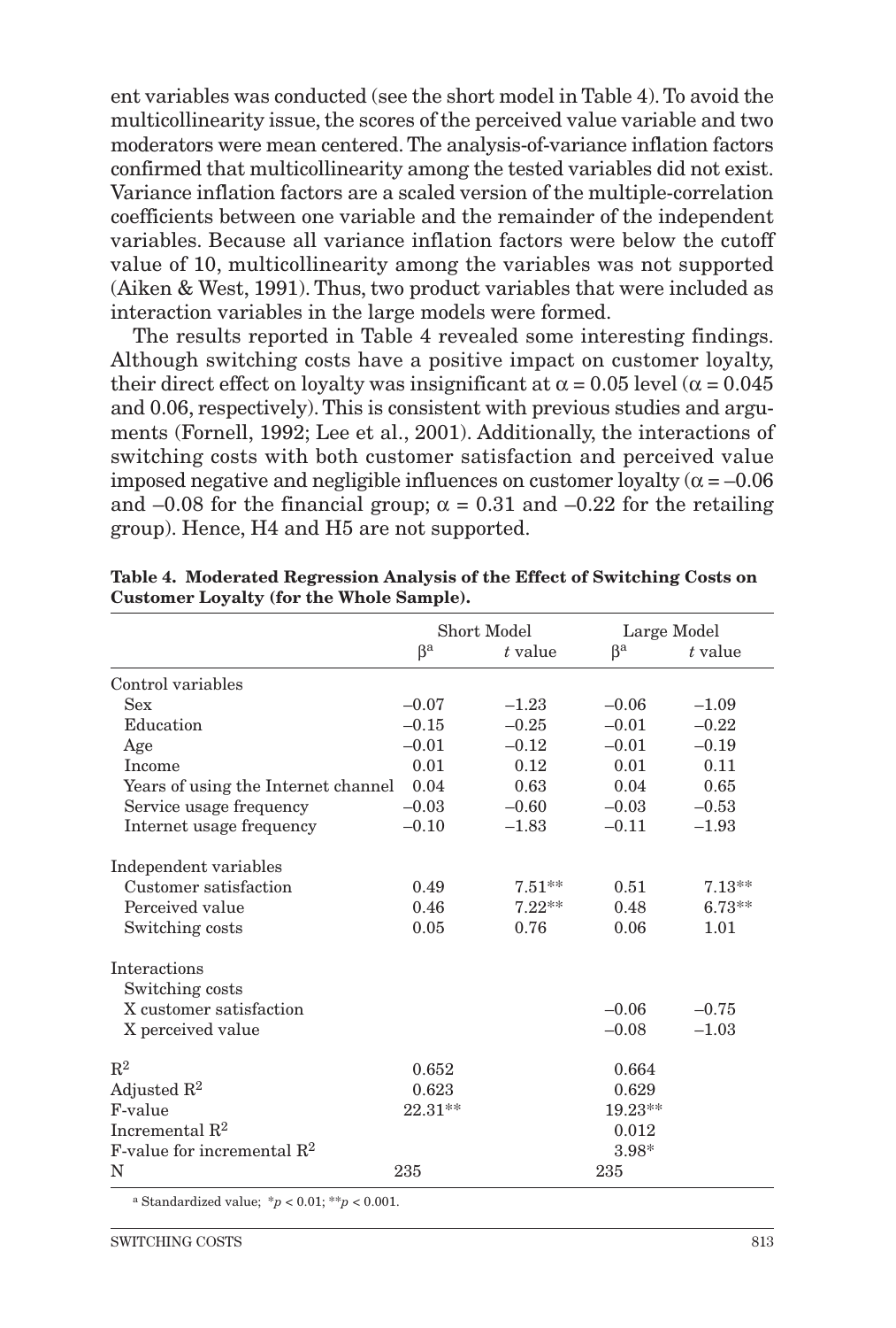ent variables was conducted (see the short model in Table 4). To avoid the multicollinearity issue, the scores of the perceived value variable and two moderators were mean centered. The analysis-of-variance inflation factors confirmed that multicollinearity among the tested variables did not exist. Variance inflation factors are a scaled version of the multiple-correlation coefficients between one variable and the remainder of the independent variables. Because all variance inflation factors were below the cutoff value of 10, multicollinearity among the variables was not supported (Aiken & West, 1991). Thus, two product variables that were included as interaction variables in the large models were formed.

The results reported in Table 4 revealed some interesting findings. Although switching costs have a positive impact on customer loyalty, their direct effect on loyalty was insignificant at $\alpha = 0.05$ level ($\alpha = 0.045$ and 0.06, respectively). This is consistent with previous studies and arguments (Fornell, 1992; Lee et al., 2001). Additionally, the interactions of switching costs with both customer satisfaction and perceived value imposed negative and negligible influences on customer loyalty ($\alpha = -0.06$ and $-0.08$ for the financial group; $\alpha = 0.31$ and $-0.22$ for the retailing group). Hence, H4 and H5 are not supported.

**Table 4. Moderated Regression Analysis of the Effect of Switching Costs on Customer Loyalty (for the Whole Sample).**

| | Short Model | | Large Model | |
|---|---|---|---|---|
| | $\beta$[a] | *t* value | $\beta$[a] | *t* value |
| Control variables | | | | |
| Sex | –0.07 | –1.23 | –0.06 | –1.09 |
| Education | –0.15 | –0.25 | –0.01 | –0.22 |
| Age | –0.01 | –0.12 | –0.01 | –0.19 |
| Income | 0.01 | 0.12 | 0.01 | 0.11 |
| Years of using the Internet channel | 0.04 | 0.63 | 0.04 | 0.65 |
| Service usage frequency | –0.03 | –0.60 | –0.03 | –0.53 |
| Internet usage frequency | –0.10 | –1.83 | –0.11 | –1.93 |
| Independent variables | | | | |
| Customer satisfaction | 0.49 | 7.51** | 0.51 | 7.13** |
| Perceived value | 0.46 | 7.22** | 0.48 | 6.73** |
| Switching costs | 0.05 | 0.76 | 0.06 | 1.01 |
| Interactions | | | | |
| Switching costs | | | | |
| X customer satisfaction | | | –0.06 | –0.75 |
| X perceived value | | | –0.08 | –1.03 |
| $R^2$ | 0.652 | | 0.664 | |
| Adjusted $R^2$ | 0.623 | | 0.629 | |
| F-value | 22.31** | | 19.23** | |
| Incremental $R^2$ | | | 0.012 | |
| F-value for incremental $R^2$ | | | 3.98* | |
| N | 235 | | 235 | |

[a] Standardized value; $*p < 0.01$; $**p < 0.001$.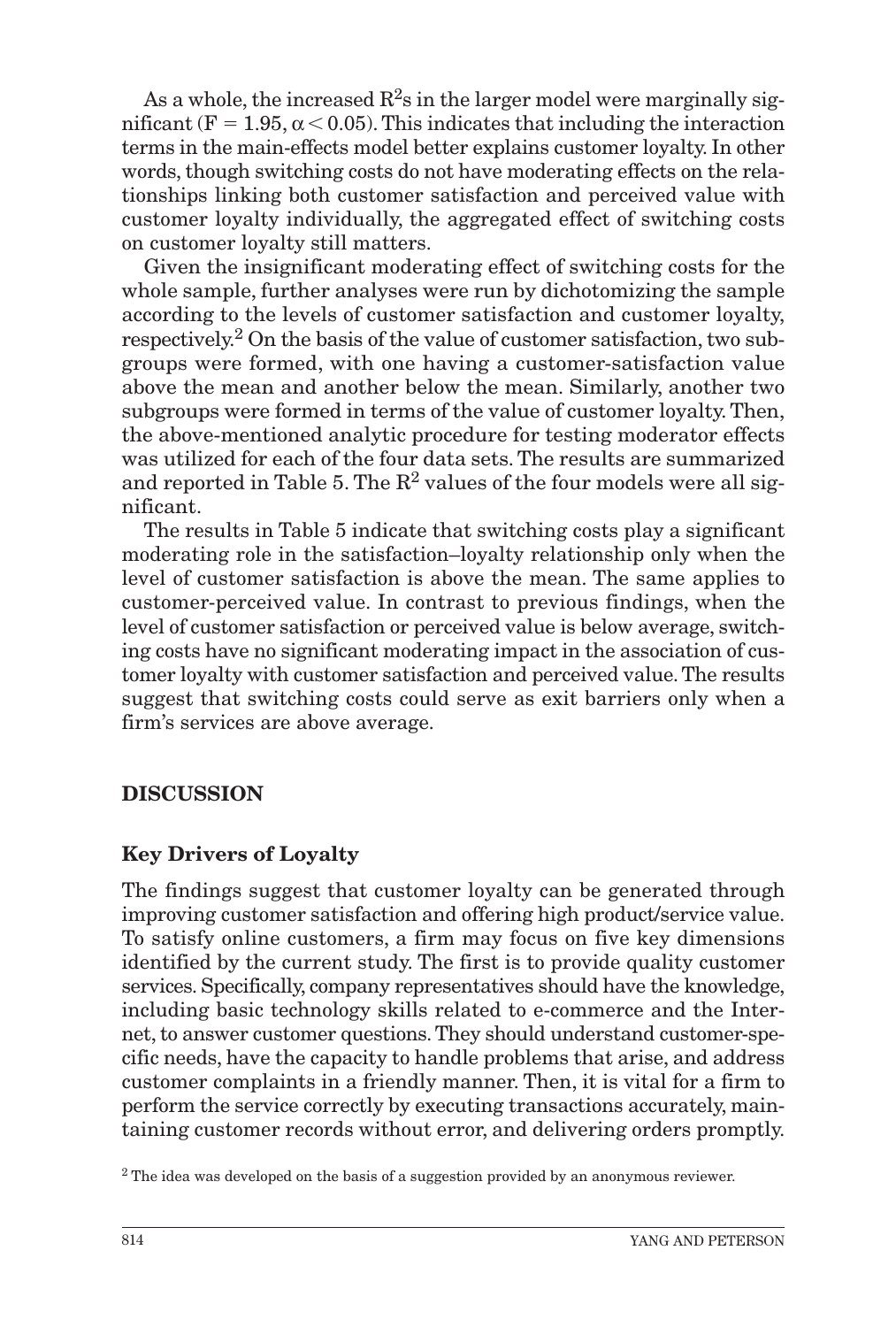As a whole, the increased $R^2$s in the larger model were marginally significant ($F = 1.95$, $\alpha < 0.05$). This indicates that including the interaction terms in the main-effects model better explains customer loyalty. In other words, though switching costs do not have moderating effects on the relationships linking both customer satisfaction and perceived value with customer loyalty individually, the aggregated effect of switching costs on customer loyalty still matters.

Given the insignificant moderating effect of switching costs for the whole sample, further analyses were run by dichotomizing the sample according to the levels of customer satisfaction and customer loyalty, respectively.[2] On the basis of the value of customer satisfaction, two subgroups were formed, with one having a customer-satisfaction value above the mean and another below the mean. Similarly, another two subgroups were formed in terms of the value of customer loyalty. Then, the above-mentioned analytic procedure for testing moderator effects was utilized for each of the four data sets. The results are summarized and reported in Table 5. The $R^2$ values of the four models were all significant.

The results in Table 5 indicate that switching costs play a significant moderating role in the satisfaction–loyalty relationship only when the level of customer satisfaction is above the mean. The same applies to customer-perceived value. In contrast to previous findings, when the level of customer satisfaction or perceived value is below average, switching costs have no significant moderating impact in the association of customer loyalty with customer satisfaction and perceived value. The results suggest that switching costs could serve as exit barriers only when a firm's services are above average.

## DISCUSSION

### Key Drivers of Loyalty

The findings suggest that customer loyalty can be generated through improving customer satisfaction and offering high product/service value. To satisfy online customers, a firm may focus on five key dimensions identified by the current study. The first is to provide quality customer services. Specifically, company representatives should have the knowledge, including basic technology skills related to e-commerce and the Internet, to answer customer questions. They should understand customer-specific needs, have the capacity to handle problems that arise, and address customer complaints in a friendly manner. Then, it is vital for a firm to perform the service correctly by executing transactions accurately, maintaining customer records without error, and delivering orders promptly.

[2] The idea was developed on the basis of a suggestion provided by an anonymous reviewer.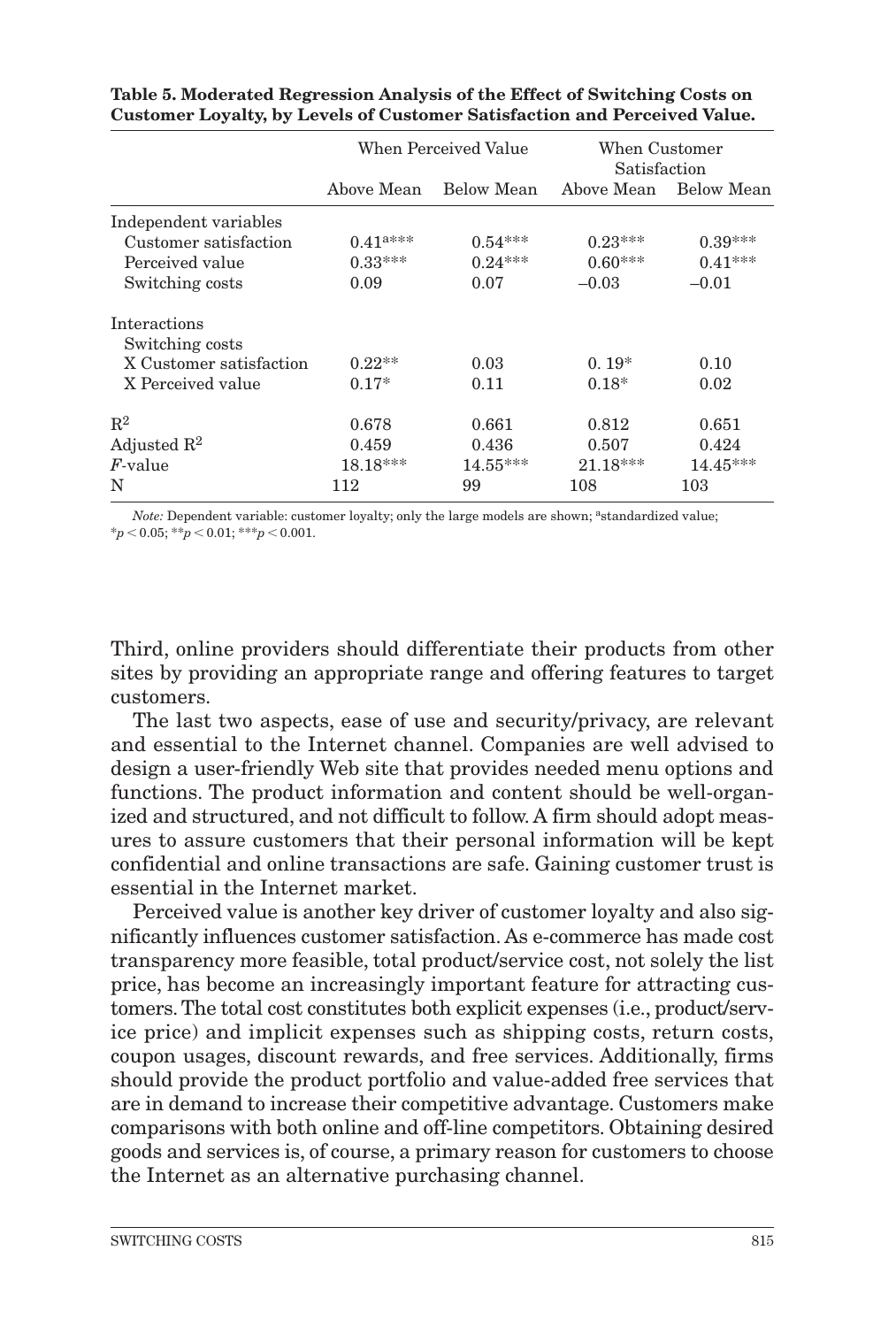**Table 5. Moderated Regression Analysis of the Effect of Switching Costs on Customer Loyalty, by Levels of Customer Satisfaction and Perceived Value.**

| | When Perceived Value | | When Customer Satisfaction | |
|---|---|---|---|---|
| | Above Mean | Below Mean | Above Mean | Below Mean |
| Independent variables | | | | |
| Customer satisfaction | 0.41[a]*** | 0.54*** | 0.23*** | 0.39*** |
| Perceived value | 0.33*** | 0.24*** | 0.60*** | 0.41*** |
| Switching costs | 0.09 | 0.07 | –0.03 | –0.01 |
| Interactions | | | | |
| Switching costs | | | | |
| X Customer satisfaction | 0.22** | 0.03 | 0. 19* | 0.10 |
| X Perceived value | 0.17* | 0.11 | 0.18* | 0.02 |
| $R^2$ | 0.678 | 0.661 | 0.812 | 0.651 |
| Adjusted $R^2$ | 0.459 | 0.436 | 0.507 | 0.424 |
| *F*-value | 18.18*** | 14.55*** | 21.18*** | 14.45*** |
| N | 112 | 99 | 108 | 103 |

*Note:* Dependent variable: customer loyalty; only the large models are shown; [a]standardized value; $*p < 0.05$; $**p < 0.01$; $***p < 0.001$.

Third, online providers should differentiate their products from other sites by providing an appropriate range and offering features to target customers.

The last two aspects, ease of use and security/privacy, are relevant and essential to the Internet channel. Companies are well advised to design a user-friendly Web site that provides needed menu options and functions. The product information and content should be well-organized and structured, and not difficult to follow. A firm should adopt measures to assure customers that their personal information will be kept confidential and online transactions are safe. Gaining customer trust is essential in the Internet market.

Perceived value is another key driver of customer loyalty and also significantly influences customer satisfaction. As e-commerce has made cost transparency more feasible, total product/service cost, not solely the list price, has become an increasingly important feature for attracting customers. The total cost constitutes both explicit expenses (i.e., product/service price) and implicit expenses such as shipping costs, return costs, coupon usages, discount rewards, and free services. Additionally, firms should provide the product portfolio and value-added free services that are in demand to increase their competitive advantage. Customers make comparisons with both online and off-line competitors. Obtaining desired goods and services is, of course, a primary reason for customers to choose the Internet as an alternative purchasing channel.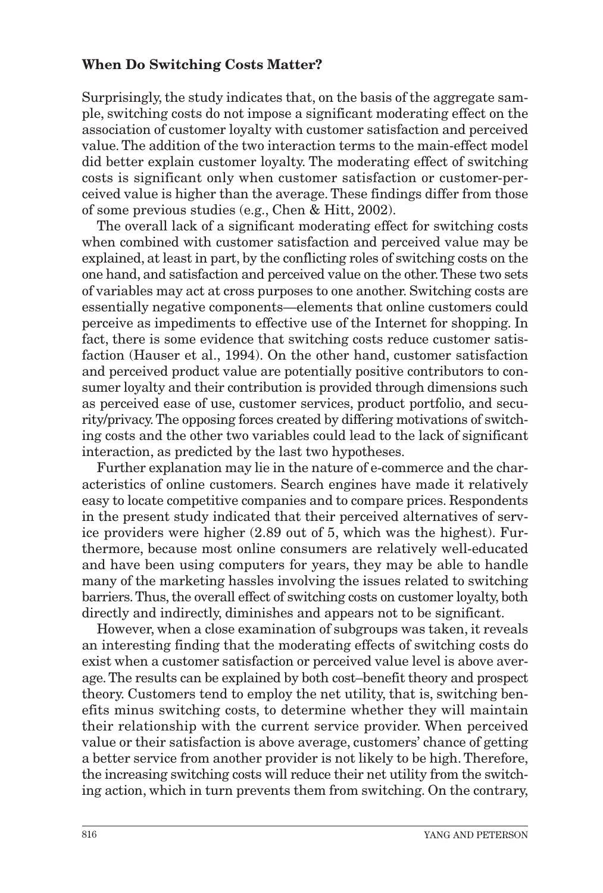### When Do Switching Costs Matter?

Surprisingly, the study indicates that, on the basis of the aggregate sample, switching costs do not impose a significant moderating effect on the association of customer loyalty with customer satisfaction and perceived value. The addition of the two interaction terms to the main-effect model did better explain customer loyalty. The moderating effect of switching costs is significant only when customer satisfaction or customer-perceived value is higher than the average. These findings differ from those of some previous studies (e.g., Chen & Hitt, 2002).

The overall lack of a significant moderating effect for switching costs when combined with customer satisfaction and perceived value may be explained, at least in part, by the conflicting roles of switching costs on the one hand, and satisfaction and perceived value on the other. These two sets of variables may act at cross purposes to one another. Switching costs are essentially negative components—elements that online customers could perceive as impediments to effective use of the Internet for shopping. In fact, there is some evidence that switching costs reduce customer satisfaction (Hauser et al., 1994). On the other hand, customer satisfaction and perceived product value are potentially positive contributors to consumer loyalty and their contribution is provided through dimensions such as perceived ease of use, customer services, product portfolio, and security/privacy. The opposing forces created by differing motivations of switching costs and the other two variables could lead to the lack of significant interaction, as predicted by the last two hypotheses.

Further explanation may lie in the nature of e-commerce and the characteristics of online customers. Search engines have made it relatively easy to locate competitive companies and to compare prices. Respondents in the present study indicated that their perceived alternatives of service providers were higher (2.89 out of 5, which was the highest). Furthermore, because most online consumers are relatively well-educated and have been using computers for years, they may be able to handle many of the marketing hassles involving the issues related to switching barriers. Thus, the overall effect of switching costs on customer loyalty, both directly and indirectly, diminishes and appears not to be significant.

However, when a close examination of subgroups was taken, it reveals an interesting finding that the moderating effects of switching costs do exist when a customer satisfaction or perceived value level is above average. The results can be explained by both cost–benefit theory and prospect theory. Customers tend to employ the net utility, that is, switching benefits minus switching costs, to determine whether they will maintain their relationship with the current service provider. When perceived value or their satisfaction is above average, customers' chance of getting a better service from another provider is not likely to be high. Therefore, the increasing switching costs will reduce their net utility from the switching action, which in turn prevents them from switching. On the contrary,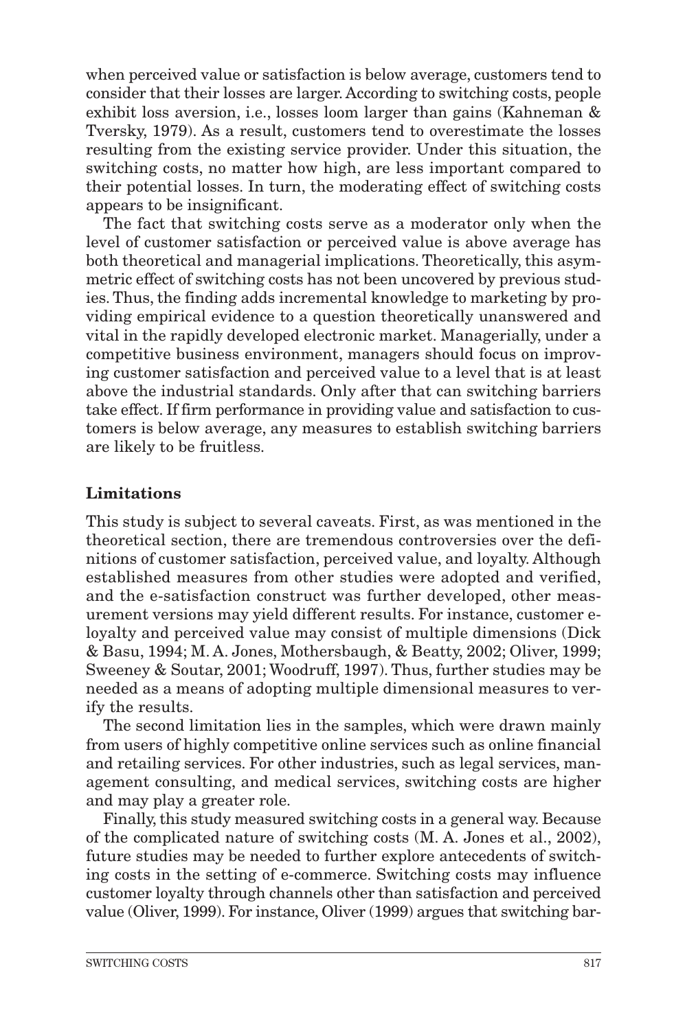when perceived value or satisfaction is below average, customers tend to consider that their losses are larger. According to switching costs, people exhibit loss aversion, i.e., losses loom larger than gains (Kahneman & Tversky, 1979). As a result, customers tend to overestimate the losses resulting from the existing service provider. Under this situation, the switching costs, no matter how high, are less important compared to their potential losses. In turn, the moderating effect of switching costs appears to be insignificant.

The fact that switching costs serve as a moderator only when the level of customer satisfaction or perceived value is above average has both theoretical and managerial implications. Theoretically, this asymmetric effect of switching costs has not been uncovered by previous studies. Thus, the finding adds incremental knowledge to marketing by providing empirical evidence to a question theoretically unanswered and vital in the rapidly developed electronic market. Managerially, under a competitive business environment, managers should focus on improving customer satisfaction and perceived value to a level that is at least above the industrial standards. Only after that can switching barriers take effect. If firm performance in providing value and satisfaction to customers is below average, any measures to establish switching barriers are likely to be fruitless.

## Limitations

This study is subject to several caveats. First, as was mentioned in the theoretical section, there are tremendous controversies over the definitions of customer satisfaction, perceived value, and loyalty. Although established measures from other studies were adopted and verified, and the e-satisfaction construct was further developed, other measurement versions may yield different results. For instance, customer e-loyalty and perceived value may consist of multiple dimensions (Dick & Basu, 1994; M. A. Jones, Mothersbaugh, & Beatty, 2002; Oliver, 1999; Sweeney & Soutar, 2001; Woodruff, 1997). Thus, further studies may be needed as a means of adopting multiple dimensional measures to verify the results.

The second limitation lies in the samples, which were drawn mainly from users of highly competitive online services such as online financial and retailing services. For other industries, such as legal services, management consulting, and medical services, switching costs are higher and may play a greater role.

Finally, this study measured switching costs in a general way. Because of the complicated nature of switching costs (M. A. Jones et al., 2002), future studies may be needed to further explore antecedents of switching costs in the setting of e-commerce. Switching costs may influence customer loyalty through channels other than satisfaction and perceived value (Oliver, 1999). For instance, Oliver (1999) argues that switching bar-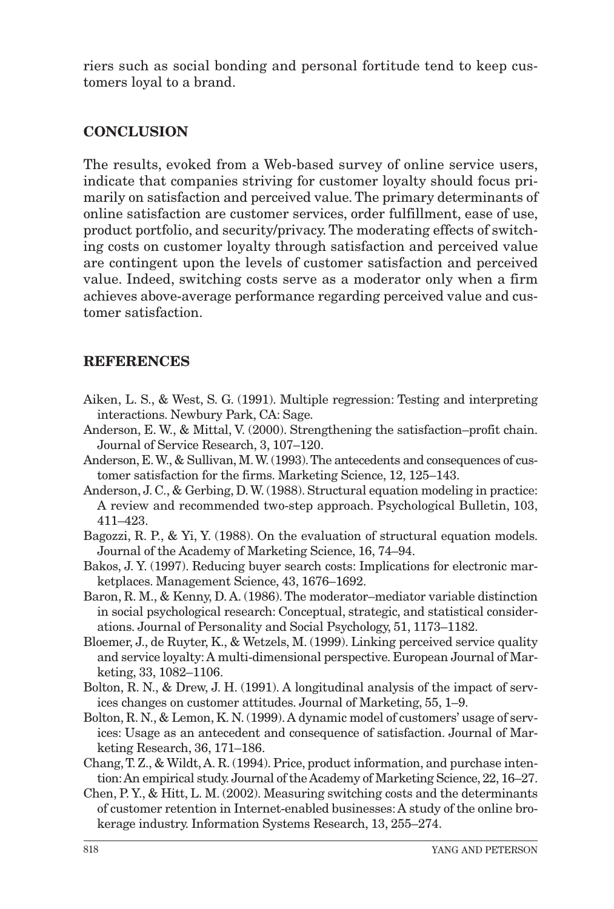riers such as social bonding and personal fortitude tend to keep customers loyal to a brand.

## CONCLUSION

The results, evoked from a Web-based survey of online service users, indicate that companies striving for customer loyalty should focus primarily on satisfaction and perceived value. The primary determinants of online satisfaction are customer services, order fulfillment, ease of use, product portfolio, and security/privacy. The moderating effects of switching costs on customer loyalty through satisfaction and perceived value are contingent upon the levels of customer satisfaction and perceived value. Indeed, switching costs serve as a moderator only when a firm achieves above-average performance regarding perceived value and customer satisfaction.

## REFERENCES

Aiken, L. S., & West, S. G. (1991). Multiple regression: Testing and interpreting interactions. Newbury Park, CA: Sage.

Anderson, E. W., & Mittal, V. (2000). Strengthening the satisfaction–profit chain. Journal of Service Research, 3, 107–120.

Anderson, E. W., & Sullivan, M. W. (1993). The antecedents and consequences of customer satisfaction for the firms. Marketing Science, 12, 125–143.

Anderson, J. C., & Gerbing, D. W. (1988). Structural equation modeling in practice: A review and recommended two-step approach. Psychological Bulletin, 103, 411–423.

Bagozzi, R. P., & Yi, Y. (1988). On the evaluation of structural equation models. Journal of the Academy of Marketing Science, 16, 74–94.

Bakos, J. Y. (1997). Reducing buyer search costs: Implications for electronic marketplaces. Management Science, 43, 1676–1692.

Baron, R. M., & Kenny, D. A. (1986). The moderator–mediator variable distinction in social psychological research: Conceptual, strategic, and statistical considerations. Journal of Personality and Social Psychology, 51, 1173–1182.

Bloemer, J., de Ruyter, K., & Wetzels, M. (1999). Linking perceived service quality and service loyalty: A multi-dimensional perspective. European Journal of Marketing, 33, 1082–1106.

Bolton, R. N., & Drew, J. H. (1991). A longitudinal analysis of the impact of services changes on customer attitudes. Journal of Marketing, 55, 1–9.

Bolton, R. N., & Lemon, K. N. (1999). A dynamic model of customers' usage of services: Usage as an antecedent and consequence of satisfaction. Journal of Marketing Research, 36, 171–186.

Chang, T. Z., & Wildt, A. R. (1994). Price, product information, and purchase intention: An empirical study. Journal of the Academy of Marketing Science, 22, 16–27.

Chen, P. Y., & Hitt, L. M. (2002). Measuring switching costs and the determinants of customer retention in Internet-enabled businesses: A study of the online brokerage industry. Information Systems Research, 13, 255–274.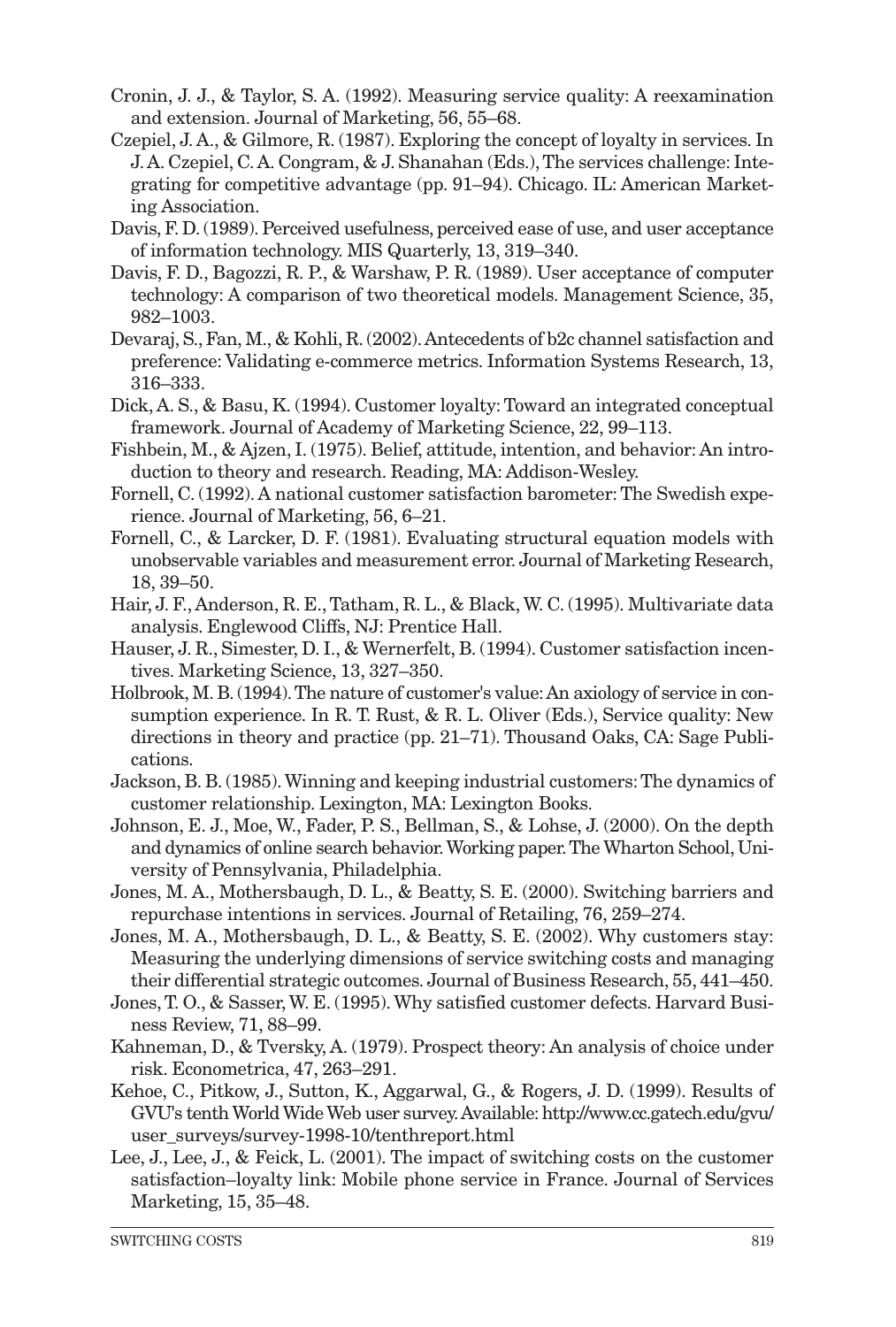Cronin, J. J., & Taylor, S. A. (1992). Measuring service quality: A reexamination and extension. Journal of Marketing, 56, 55–68.

Czepiel, J. A., & Gilmore, R. (1987). Exploring the concept of loyalty in services. In J. A. Czepiel, C. A. Congram, & J. Shanahan (Eds.), The services challenge: Integrating for competitive advantage (pp. 91–94). Chicago. IL: American Marketing Association.

Davis, F. D. (1989). Perceived usefulness, perceived ease of use, and user acceptance of information technology. MIS Quarterly, 13, 319–340.

Davis, F. D., Bagozzi, R. P., & Warshaw, P. R. (1989). User acceptance of computer technology: A comparison of two theoretical models. Management Science, 35, 982–1003.

Devaraj, S., Fan, M., & Kohli, R. (2002). Antecedents of b2c channel satisfaction and preference: Validating e-commerce metrics. Information Systems Research, 13, 316–333.

Dick, A. S., & Basu, K. (1994). Customer loyalty: Toward an integrated conceptual framework. Journal of Academy of Marketing Science, 22, 99–113.

Fishbein, M., & Ajzen, I. (1975). Belief, attitude, intention, and behavior: An introduction to theory and research. Reading, MA: Addison-Wesley.

Fornell, C. (1992). A national customer satisfaction barometer: The Swedish experience. Journal of Marketing, 56, 6–21.

Fornell, C., & Larcker, D. F. (1981). Evaluating structural equation models with unobservable variables and measurement error. Journal of Marketing Research, 18, 39–50.

Hair, J. F., Anderson, R. E., Tatham, R. L., & Black, W. C. (1995). Multivariate data analysis. Englewood Cliffs, NJ: Prentice Hall.

Hauser, J. R., Simester, D. I., & Wernerfelt, B. (1994). Customer satisfaction incentives. Marketing Science, 13, 327–350.

Holbrook, M. B. (1994). The nature of customer's value: An axiology of service in consumption experience. In R. T. Rust, & R. L. Oliver (Eds.), Service quality: New directions in theory and practice (pp. 21–71). Thousand Oaks, CA: Sage Publications.

Jackson, B. B. (1985). Winning and keeping industrial customers: The dynamics of customer relationship. Lexington, MA: Lexington Books.

Johnson, E. J., Moe, W., Fader, P. S., Bellman, S., & Lohse, J. (2000). On the depth and dynamics of online search behavior. Working paper. The Wharton School, University of Pennsylvania, Philadelphia.

Jones, M. A., Mothersbaugh, D. L., & Beatty, S. E. (2000). Switching barriers and repurchase intentions in services. Journal of Retailing, 76, 259–274.

Jones, M. A., Mothersbaugh, D. L., & Beatty, S. E. (2002). Why customers stay: Measuring the underlying dimensions of service switching costs and managing their differential strategic outcomes. Journal of Business Research, 55, 441–450.

Jones, T. O., & Sasser, W. E. (1995). Why satisfied customer defects. Harvard Business Review, 71, 88–99.

Kahneman, D., & Tversky, A. (1979). Prospect theory: An analysis of choice under risk. Econometrica, 47, 263–291.

Kehoe, C., Pitkow, J., Sutton, K., Aggarwal, G., & Rogers, J. D. (1999). Results of GVU's tenth World Wide Web user survey. Available: http://www.cc.gatech.edu/gvu/user_surveys/survey-1998-10/tenthreport.html

Lee, J., Lee, J., & Feick, L. (2001). The impact of switching costs on the customer satisfaction–loyalty link: Mobile phone service in France. Journal of Services Marketing, 15, 35–48.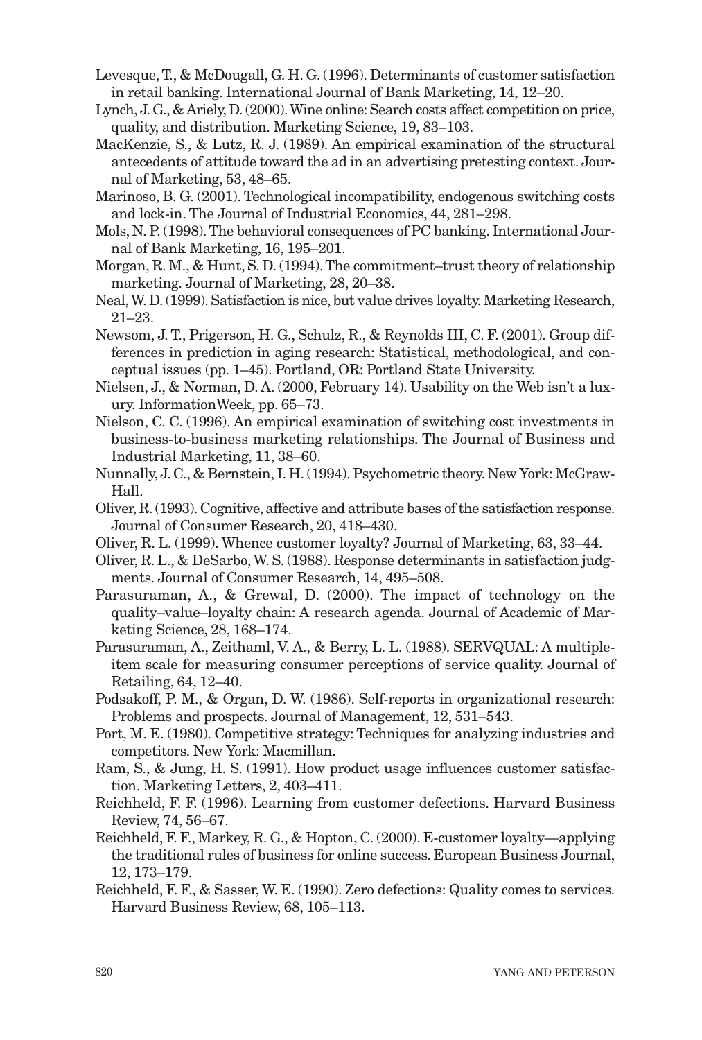Levesque, T., & McDougall, G. H. G. (1996). Determinants of customer satisfaction in retail banking. International Journal of Bank Marketing, 14, 12–20.

Lynch, J. G., & Ariely, D. (2000). Wine online: Search costs affect competition on price, quality, and distribution. Marketing Science, 19, 83–103.

MacKenzie, S., & Lutz, R. J. (1989). An empirical examination of the structural antecedents of attitude toward the ad in an advertising pretesting context. Journal of Marketing, 53, 48–65.

Marinoso, B. G. (2001). Technological incompatibility, endogenous switching costs and lock-in. The Journal of Industrial Economics, 44, 281–298.

Mols, N. P. (1998). The behavioral consequences of PC banking. International Journal of Bank Marketing, 16, 195–201.

Morgan, R. M., & Hunt, S. D. (1994). The commitment–trust theory of relationship marketing. Journal of Marketing, 28, 20–38.

Neal, W. D. (1999). Satisfaction is nice, but value drives loyalty. Marketing Research, 21–23.

Newsom, J. T., Prigerson, H. G., Schulz, R., & Reynolds III, C. F. (2001). Group differences in prediction in aging research: Statistical, methodological, and conceptual issues (pp. 1–45). Portland, OR: Portland State University.

Nielsen, J., & Norman, D. A. (2000, February 14). Usability on the Web isn't a luxury. InformationWeek, pp. 65–73.

Nielson, C. C. (1996). An empirical examination of switching cost investments in business-to-business marketing relationships. The Journal of Business and Industrial Marketing, 11, 38–60.

Nunnally, J. C., & Bernstein, I. H. (1994). Psychometric theory. New York: McGraw-Hall.

Oliver, R. (1993). Cognitive, affective and attribute bases of the satisfaction response. Journal of Consumer Research, 20, 418–430.

Oliver, R. L. (1999). Whence customer loyalty? Journal of Marketing, 63, 33–44.

Oliver, R. L., & DeSarbo, W. S. (1988). Response determinants in satisfaction judgments. Journal of Consumer Research, 14, 495–508.

Parasuraman, A., & Grewal, D. (2000). The impact of technology on the quality–value–loyalty chain: A research agenda. Journal of Academic of Marketing Science, 28, 168–174.

Parasuraman, A., Zeithaml, V. A., & Berry, L. L. (1988). SERVQUAL: A multiple-item scale for measuring consumer perceptions of service quality. Journal of Retailing, 64, 12–40.

Podsakoff, P. M., & Organ, D. W. (1986). Self-reports in organizational research: Problems and prospects. Journal of Management, 12, 531–543.

Port, M. E. (1980). Competitive strategy: Techniques for analyzing industries and competitors. New York: Macmillan.

Ram, S., & Jung, H. S. (1991). How product usage influences customer satisfaction. Marketing Letters, 2, 403–411.

Reichheld, F. F. (1996). Learning from customer defections. Harvard Business Review, 74, 56–67.

Reichheld, F. F., Markey, R. G., & Hopton, C. (2000). E-customer loyalty—applying the traditional rules of business for online success. European Business Journal, 12, 173–179.

Reichheld, F. F., & Sasser, W. E. (1990). Zero defections: Quality comes to services. Harvard Business Review, 68, 105–113.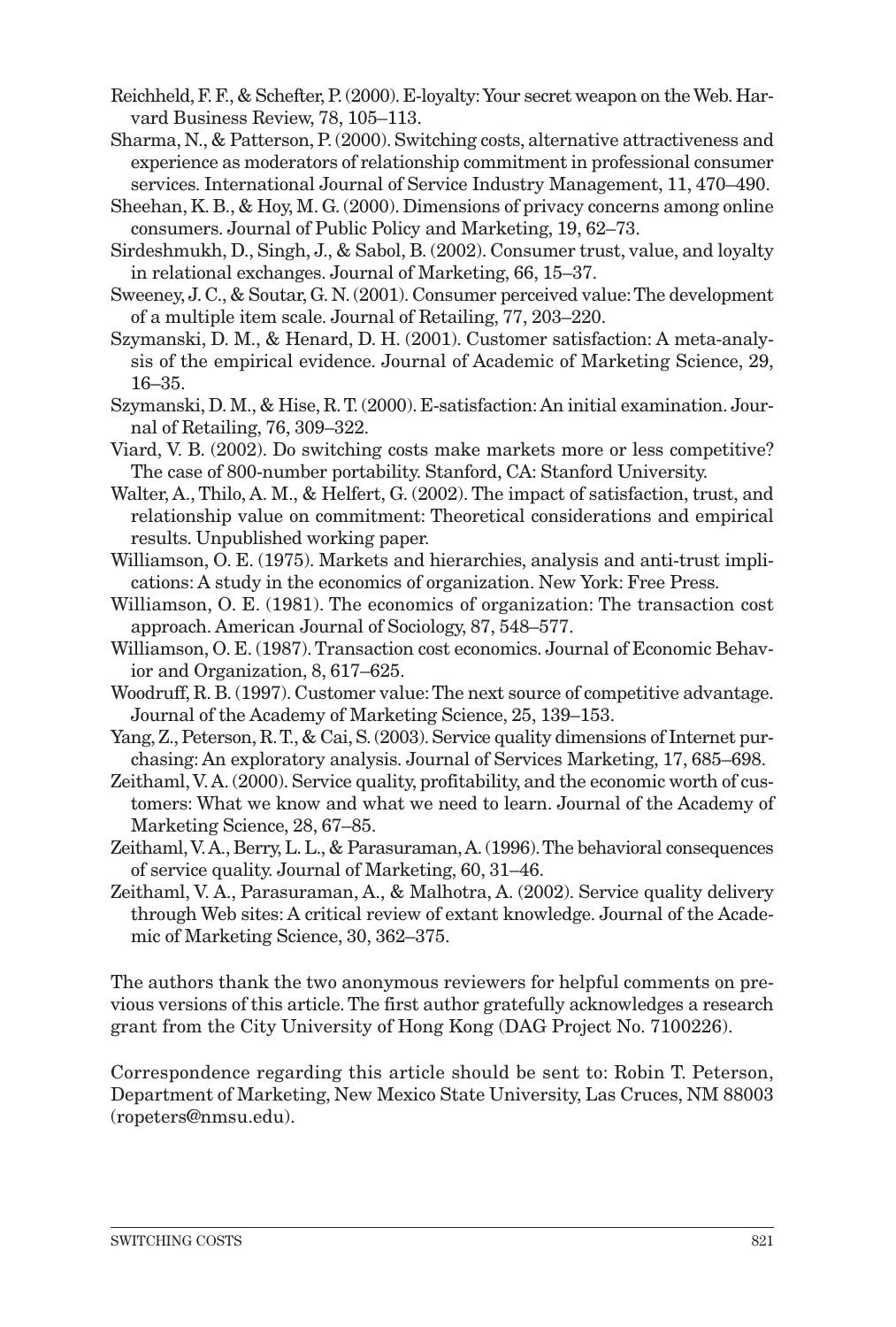Reichheld, F. F., & Schefter, P. (2000). E-loyalty: Your secret weapon on the Web. Harvard Business Review, 78, 105–113.

Sharma, N., & Patterson, P. (2000). Switching costs, alternative attractiveness and experience as moderators of relationship commitment in professional consumer services. International Journal of Service Industry Management, 11, 470–490.

Sheehan, K. B., & Hoy, M. G. (2000). Dimensions of privacy concerns among online consumers. Journal of Public Policy and Marketing, 19, 62–73.

Sirdeshmukh, D., Singh, J., & Sabol, B. (2002). Consumer trust, value, and loyalty in relational exchanges. Journal of Marketing, 66, 15–37.

Sweeney, J. C., & Soutar, G. N. (2001). Consumer perceived value: The development of a multiple item scale. Journal of Retailing, 77, 203–220.

Szymanski, D. M., & Henard, D. H. (2001). Customer satisfaction: A meta-analysis of the empirical evidence. Journal of Academic of Marketing Science, 29, 16–35.

Szymanski, D. M., & Hise, R. T. (2000). E-satisfaction: An initial examination. Journal of Retailing, 76, 309–322.

Viard, V. B. (2002). Do switching costs make markets more or less competitive? The case of 800-number portability. Stanford, CA: Stanford University.

Walter, A., Thilo, A. M., & Helfert, G. (2002). The impact of satisfaction, trust, and relationship value on commitment: Theoretical considerations and empirical results. Unpublished working paper.

Williamson, O. E. (1975). Markets and hierarchies, analysis and anti-trust implications: A study in the economics of organization. New York: Free Press.

Williamson, O. E. (1981). The economics of organization: The transaction cost approach. American Journal of Sociology, 87, 548–577.

Williamson, O. E. (1987). Transaction cost economics. Journal of Economic Behavior and Organization, 8, 617–625.

Woodruff, R. B. (1997). Customer value: The next source of competitive advantage. Journal of the Academy of Marketing Science, 25, 139–153.

Yang, Z., Peterson, R. T., & Cai, S. (2003). Service quality dimensions of Internet purchasing: An exploratory analysis. Journal of Services Marketing, 17, 685–698.

Zeithaml, V. A. (2000). Service quality, profitability, and the economic worth of customers: What we know and what we need to learn. Journal of the Academy of Marketing Science, 28, 67–85.

Zeithaml, V. A., Berry, L. L., & Parasuraman, A. (1996). The behavioral consequences of service quality. Journal of Marketing, 60, 31–46.

Zeithaml, V. A., Parasuraman, A., & Malhotra, A. (2002). Service quality delivery through Web sites: A critical review of extant knowledge. Journal of the Academic of Marketing Science, 30, 362–375.

The authors thank the two anonymous reviewers for helpful comments on previous versions of this article. The first author gratefully acknowledges a research grant from the City University of Hong Kong (DAG Project No. 7100226).

Correspondence regarding this article should be sent to: Robin T. Peterson, Department of Marketing, New Mexico State University, Las Cruces, NM 88003 (ropeters@nmsu.edu).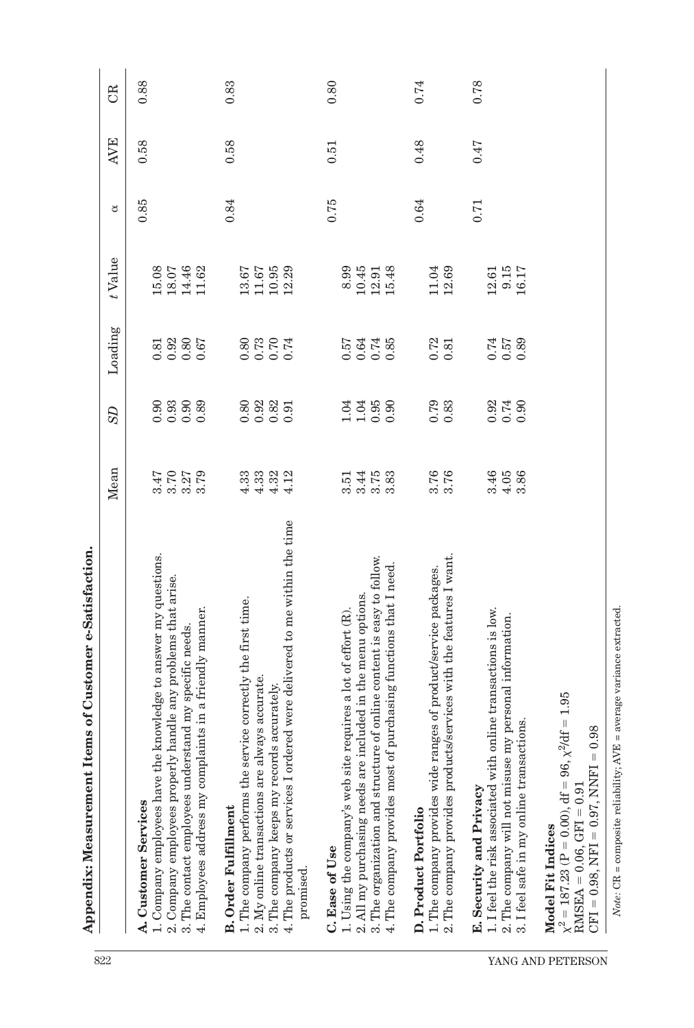## Appendix: Measurement Items of Customer e-Satisfaction.

| | Mean | *SD* | Loading | *t* Value | α | AVE | CR |
|---|---|---|---|---|---|---|---|
| **A. Customer Services** | | | | | 0.85 | 0.58 | 0.88 |
| 1. Company employees have the knowledge to answer my questions. | 3.47 | 0.90 | 0.81 | 15.08 | | | |
| 2. Company employees properly handle any problems that arise. | 3.70 | 0.93 | 0.92 | 18.07 | | | |
| 3. The contact employees understand my specific needs. | 3.27 | 0.90 | 0.80 | 14.46 | | | |
| 4. Employees address my complaints in a friendly manner. | 3.79 | 0.89 | 0.67 | 11.62 | | | |
| **B. Order Fulfillment** | | | | | 0.84 | 0.58 | 0.83 |
| 1. The company performs the service correctly the first time. | 4.33 | 0.80 | 0.80 | 13.67 | | | |
| 2. My online transactions are always accurate. | 4.33 | 0.92 | 0.73 | 11.67 | | | |
| 3. The company keeps my records accurately. | 4.32 | 0.82 | 0.70 | 10.95 | | | |
| 4. The products or services I ordered were delivered to me within the time promised. | 4.12 | 0.91 | 0.74 | 12.29 | | | |
| **C. Ease of Use** | | | | | 0.75 | 0.51 | 0.80 |
| 1. Using the company's web site requires a lot of effort (R). | 3.51 | 1.04 | 0.57 | 8.99 | | | |
| 2. All my purchasing needs are included in the menu options. | 3.44 | 1.04 | 0.64 | 10.45 | | | |
| 3. The organization and structure of online content is easy to follow. | 3.75 | 0.95 | 0.74 | 12.91 | | | |
| 4. The company provides most of purchasing functions that I need. | 3.83 | 0.90 | 0.85 | 15.48 | | | |
| **D. Product Portfolio** | | | | | 0.64 | 0.48 | 0.74 |
| 1. The company provides wide ranges of product/service packages. | 3.76 | 0.79 | 0.72 | 11.04 | | | |
| 2. The company provides products/services with the features I want. | 3.76 | 0.83 | 0.81 | 12.69 | | | |
| **E. Security and Privacy** | | | | | 0.71 | 0.47 | 0.78 |
| 1. I feel the risk associated with online transactions is low. | 3.46 | 0.92 | 0.74 | 12.61 | | | |
| 2. The company will not misuse my personal information. | 4.05 | 0.74 | 0.57 | 9.15 | | | |
| 3. I feel safe in my online transactions. | 3.86 | 0.90 | 0.89 | 16.17 | | | |

**Model Fit Indices**

$\chi^2 = 187.23$ (P = 0.00), df = 96, $\chi^2/df = 1.95$

RMSEA = 0.06, GFI = 0.91

CFI = 0.98, NFI = 0.97, NNFI = 0.98

*Note:* CR = composite reliability; AVE = average variance extracted.